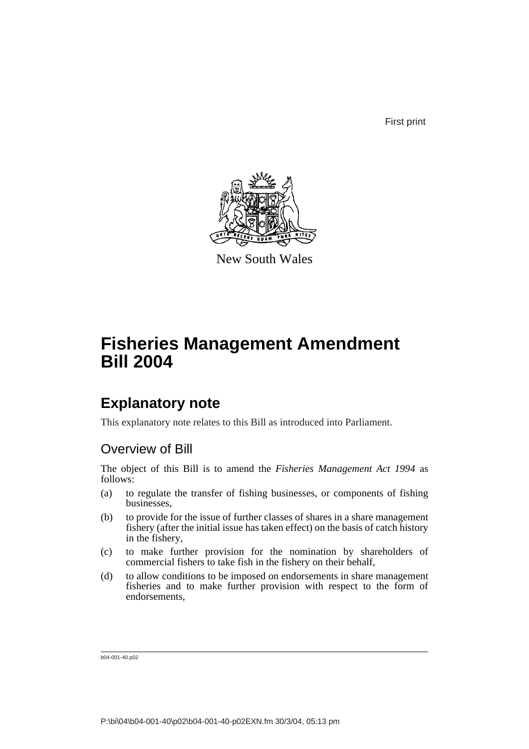First print

New South Wales

# Fisheries Management Amendment Bill 2004

## Explanatory note

This explanatory note relates to this Bill as introduced into Parliament.

### Overview of Bill

The object of this Bill is to amend the *Fisheries Management Act 1994* as follows:

(a) to regulate the transfer of fishing businesses, or components of fishing businesses,

(b) to provide for the issue of further classes of shares in a share management fishery (after the initial issue has taken effect) on the basis of catch history in the fishery,

(c) to make further provision for the nomination by shareholders of commercial fishers to take fish in the fishery on their behalf,

(d) to allow conditions to be imposed on endorsements in share management fisheries and to make further provision with respect to the form of endorsements,

b04-001-40.p02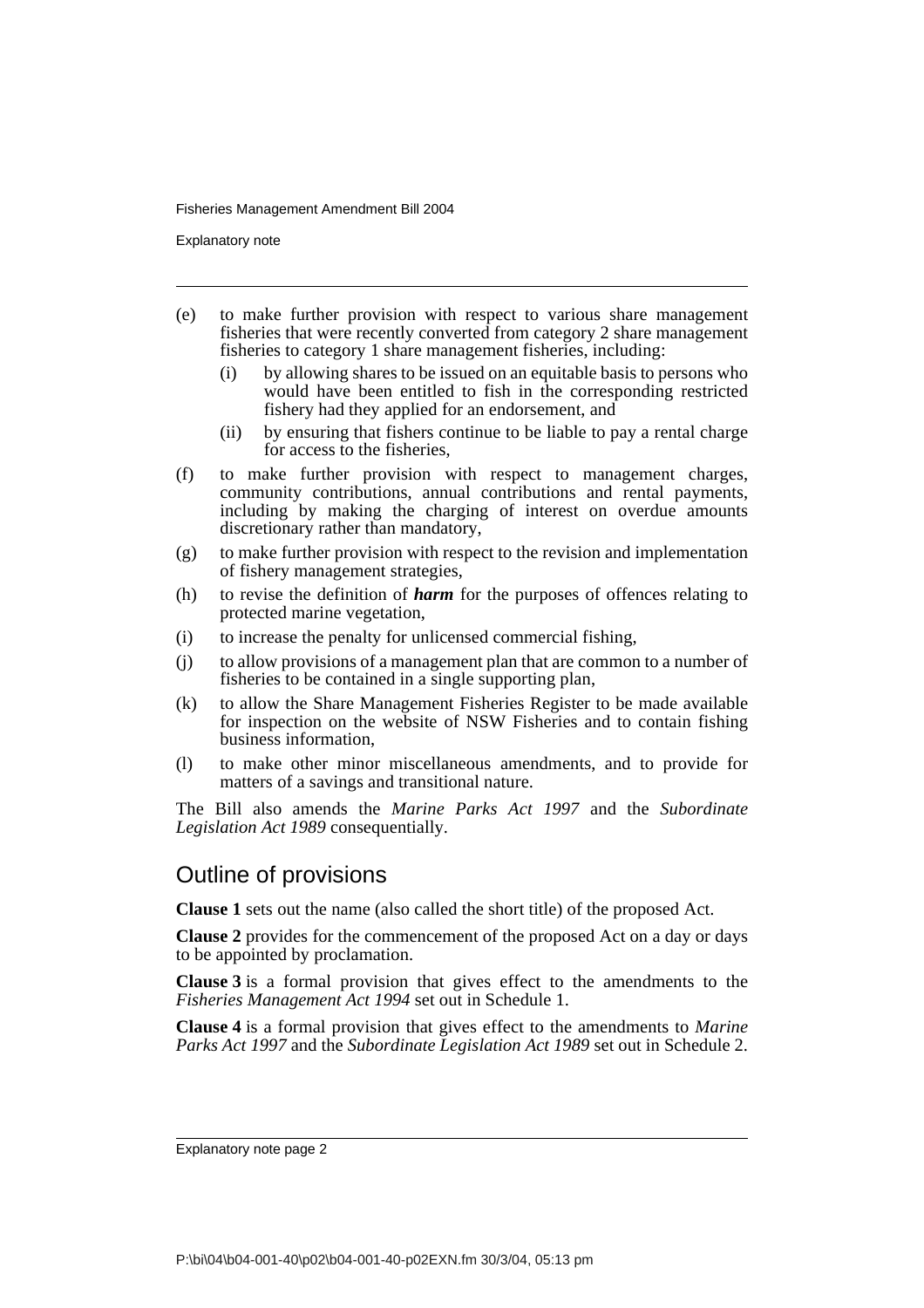(e) to make further provision with respect to various share management fisheries that were recently converted from category 2 share management fisheries to category 1 share management fisheries, including:
   (i) by allowing shares to be issued on an equitable basis to persons who would have been entitled to fish in the corresponding restricted fishery had they applied for an endorsement, and
   (ii) by ensuring that fishers continue to be liable to pay a rental charge for access to the fisheries,

(f) to make further provision with respect to management charges, community contributions, annual contributions and rental payments, including by making the charging of interest on overdue amounts discretionary rather than mandatory,

(g) to make further provision with respect to the revision and implementation of fishery management strategies,

(h) to revise the definition of ***harm*** for the purposes of offences relating to protected marine vegetation,

(i) to increase the penalty for unlicensed commercial fishing,

(j) to allow provisions of a management plan that are common to a number of fisheries to be contained in a single supporting plan,

(k) to allow the Share Management Fisheries Register to be made available for inspection on the website of NSW Fisheries and to contain fishing business information,

(l) to make other minor miscellaneous amendments, and to provide for matters of a savings and transitional nature.

The Bill also amends the *Marine Parks Act 1997* and the *Subordinate Legislation Act 1989* consequentially.

## Outline of provisions

**Clause 1** sets out the name (also called the short title) of the proposed Act.

**Clause 2** provides for the commencement of the proposed Act on a day or days to be appointed by proclamation.

**Clause 3** is a formal provision that gives effect to the amendments to the *Fisheries Management Act 1994* set out in Schedule 1.

**Clause 4** is a formal provision that gives effect to the amendments to *Marine Parks Act 1997* and the *Subordinate Legislation Act 1989* set out in Schedule 2.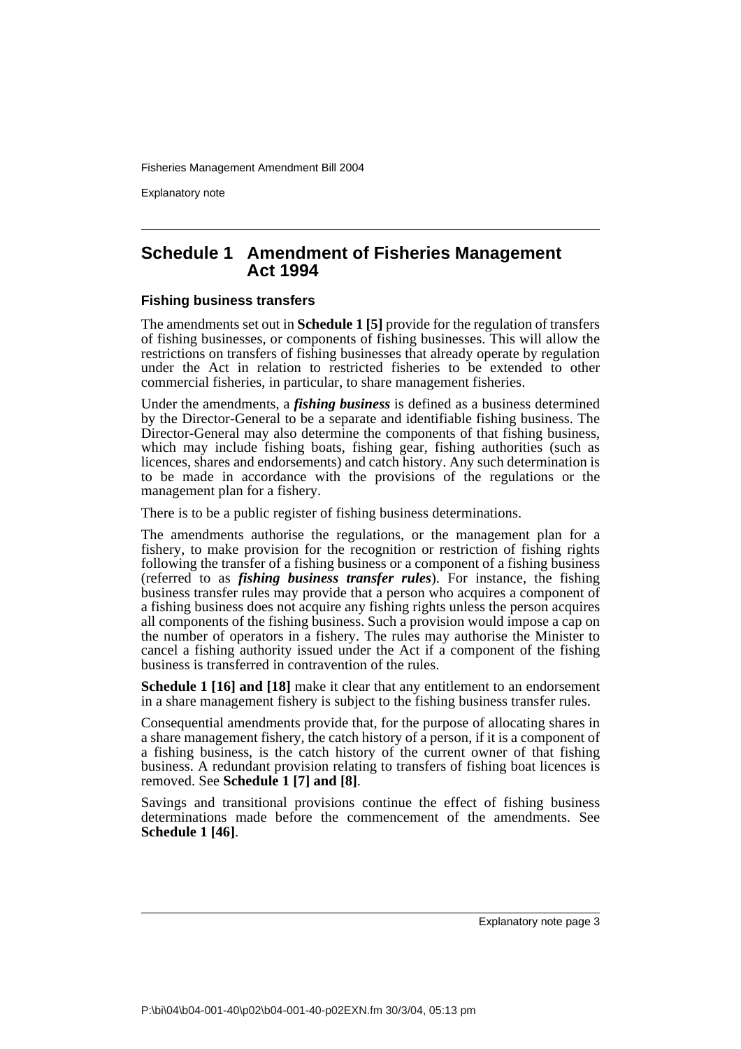## Schedule 1 Amendment of Fisheries Management Act 1994

### Fishing business transfers

The amendments set out in **Schedule 1 [5]** provide for the regulation of transfers of fishing businesses, or components of fishing businesses. This will allow the restrictions on transfers of fishing businesses that already operate by regulation under the Act in relation to restricted fisheries to be extended to other commercial fisheries, in particular, to share management fisheries.

Under the amendments, a ***fishing business*** is defined as a business determined by the Director-General to be a separate and identifiable fishing business. The Director-General may also determine the components of that fishing business, which may include fishing boats, fishing gear, fishing authorities (such as licences, shares and endorsements) and catch history. Any such determination is to be made in accordance with the provisions of the regulations or the management plan for a fishery.

There is to be a public register of fishing business determinations.

The amendments authorise the regulations, or the management plan for a fishery, to make provision for the recognition or restriction of fishing rights following the transfer of a fishing business or a component of a fishing business (referred to as ***fishing business transfer rules***). For instance, the fishing business transfer rules may provide that a person who acquires a component of a fishing business does not acquire any fishing rights unless the person acquires all components of the fishing business. Such a provision would impose a cap on the number of operators in a fishery. The rules may authorise the Minister to cancel a fishing authority issued under the Act if a component of the fishing business is transferred in contravention of the rules.

**Schedule 1 [16] and [18]** make it clear that any entitlement to an endorsement in a share management fishery is subject to the fishing business transfer rules.

Consequential amendments provide that, for the purpose of allocating shares in a share management fishery, the catch history of a person, if it is a component of a fishing business, is the catch history of the current owner of that fishing business. A redundant provision relating to transfers of fishing boat licences is removed. See **Schedule 1 [7] and [8]**.

Savings and transitional provisions continue the effect of fishing business determinations made before the commencement of the amendments. See **Schedule 1 [46]**.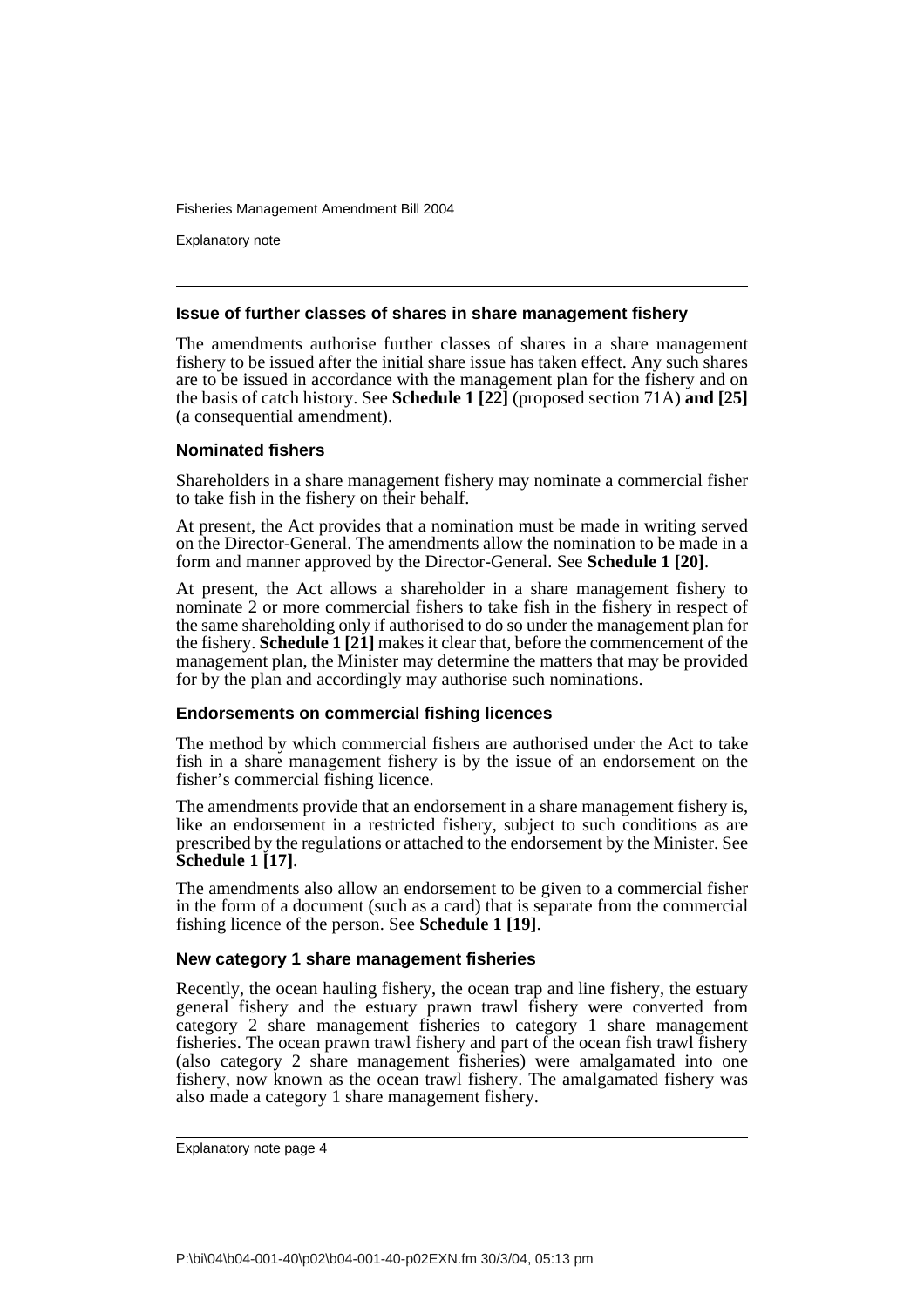### Issue of further classes of shares in share management fishery

The amendments authorise further classes of shares in a share management fishery to be issued after the initial share issue has taken effect. Any such shares are to be issued in accordance with the management plan for the fishery and on the basis of catch history. See **Schedule 1 [22]** (proposed section 71A) **and [25]** (a consequential amendment).

### Nominated fishers

Shareholders in a share management fishery may nominate a commercial fisher to take fish in the fishery on their behalf.

At present, the Act provides that a nomination must be made in writing served on the Director-General. The amendments allow the nomination to be made in a form and manner approved by the Director-General. See **Schedule 1 [20]**.

At present, the Act allows a shareholder in a share management fishery to nominate 2 or more commercial fishers to take fish in the fishery in respect of the same shareholding only if authorised to do so under the management plan for the fishery. **Schedule 1 [21]** makes it clear that, before the commencement of the management plan, the Minister may determine the matters that may be provided for by the plan and accordingly may authorise such nominations.

### Endorsements on commercial fishing licences

The method by which commercial fishers are authorised under the Act to take fish in a share management fishery is by the issue of an endorsement on the fisher's commercial fishing licence.

The amendments provide that an endorsement in a share management fishery is, like an endorsement in a restricted fishery, subject to such conditions as are prescribed by the regulations or attached to the endorsement by the Minister. See **Schedule 1 [17]**.

The amendments also allow an endorsement to be given to a commercial fisher in the form of a document (such as a card) that is separate from the commercial fishing licence of the person. See **Schedule 1 [19]**.

### New category 1 share management fisheries

Recently, the ocean hauling fishery, the ocean trap and line fishery, the estuary general fishery and the estuary prawn trawl fishery were converted from category 2 share management fisheries to category 1 share management fisheries. The ocean prawn trawl fishery and part of the ocean fish trawl fishery (also category 2 share management fisheries) were amalgamated into one fishery, now known as the ocean trawl fishery. The amalgamated fishery was also made a category 1 share management fishery.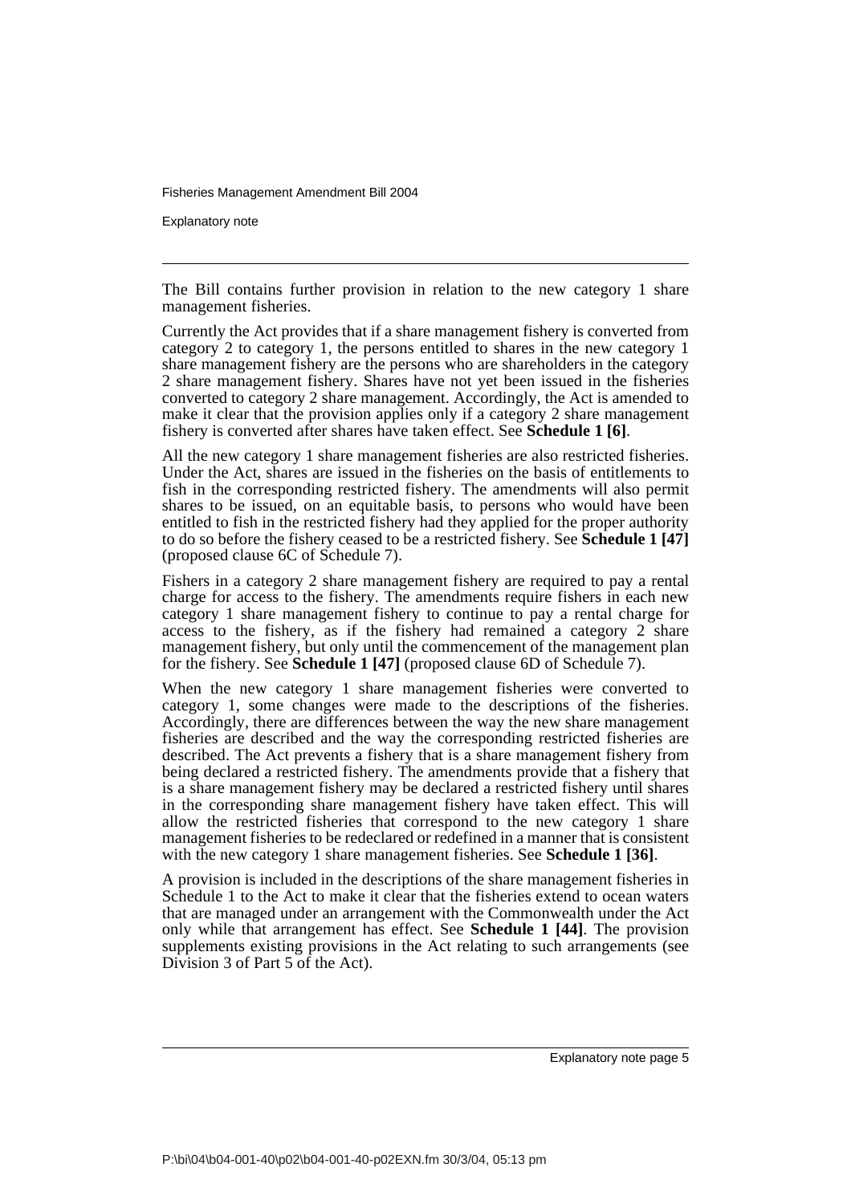The Bill contains further provision in relation to the new category 1 share management fisheries.

Currently the Act provides that if a share management fishery is converted from category 2 to category 1, the persons entitled to shares in the new category 1 share management fishery are the persons who are shareholders in the category 2 share management fishery. Shares have not yet been issued in the fisheries converted to category 2 share management. Accordingly, the Act is amended to make it clear that the provision applies only if a category 2 share management fishery is converted after shares have taken effect. See **Schedule 1 [6]**.

All the new category 1 share management fisheries are also restricted fisheries. Under the Act, shares are issued in the fisheries on the basis of entitlements to fish in the corresponding restricted fishery. The amendments will also permit shares to be issued, on an equitable basis, to persons who would have been entitled to fish in the restricted fishery had they applied for the proper authority to do so before the fishery ceased to be a restricted fishery. See **Schedule 1 [47]** (proposed clause 6C of Schedule 7).

Fishers in a category 2 share management fishery are required to pay a rental charge for access to the fishery. The amendments require fishers in each new category 1 share management fishery to continue to pay a rental charge for access to the fishery, as if the fishery had remained a category 2 share management fishery, but only until the commencement of the management plan for the fishery. See **Schedule 1 [47]** (proposed clause 6D of Schedule 7).

When the new category 1 share management fisheries were converted to category 1, some changes were made to the descriptions of the fisheries. Accordingly, there are differences between the way the new share management fisheries are described and the way the corresponding restricted fisheries are described. The Act prevents a fishery that is a share management fishery from being declared a restricted fishery. The amendments provide that a fishery that is a share management fishery may be declared a restricted fishery until shares in the corresponding share management fishery have taken effect. This will allow the restricted fisheries that correspond to the new category 1 share management fisheries to be redeclared or redefined in a manner that is consistent with the new category 1 share management fisheries. See **Schedule 1 [36]**.

A provision is included in the descriptions of the share management fisheries in Schedule 1 to the Act to make it clear that the fisheries extend to ocean waters that are managed under an arrangement with the Commonwealth under the Act only while that arrangement has effect. See **Schedule 1 [44]**. The provision supplements existing provisions in the Act relating to such arrangements (see Division 3 of Part 5 of the Act).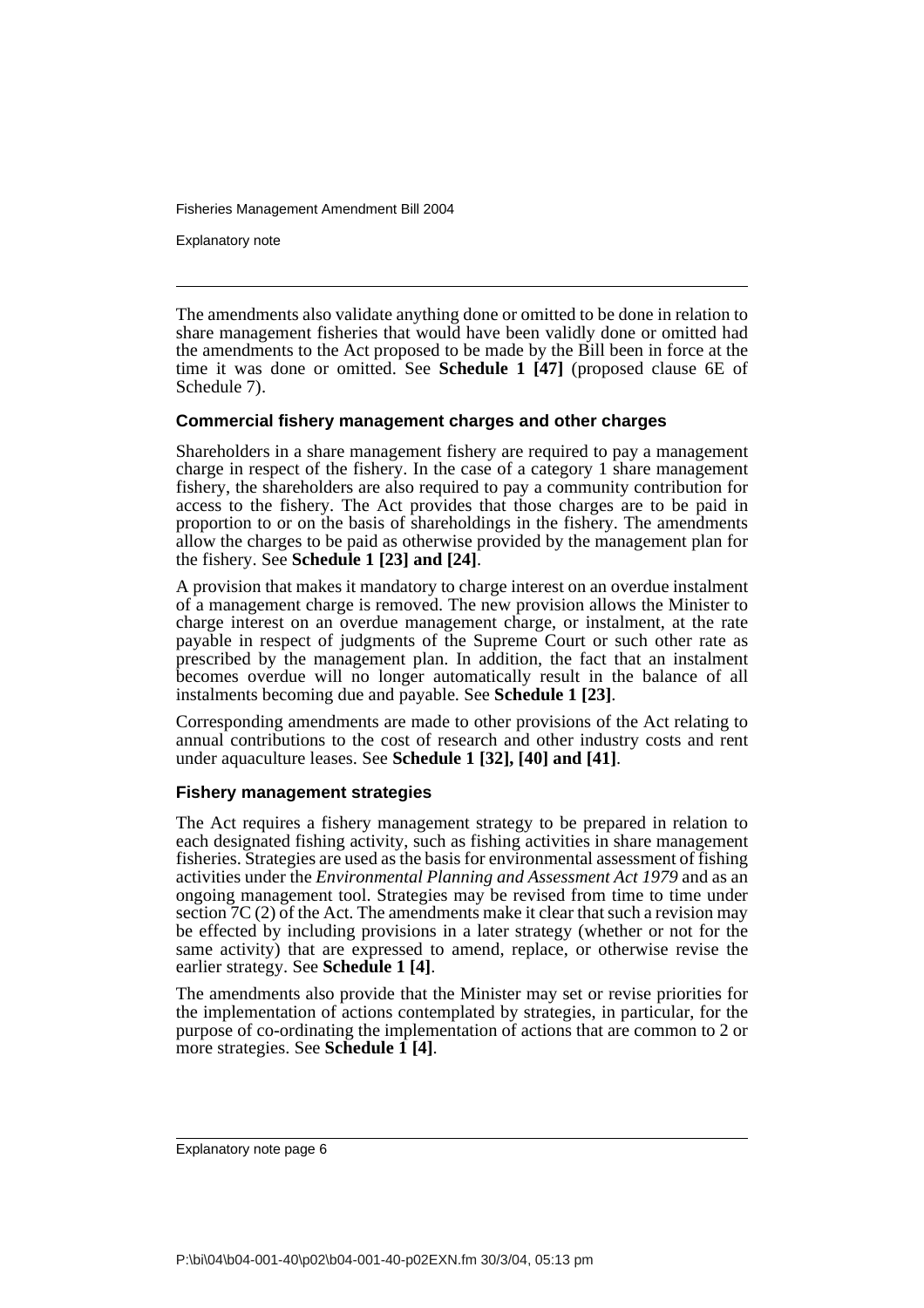The amendments also validate anything done or omitted to be done in relation to share management fisheries that would have been validly done or omitted had the amendments to the Act proposed to be made by the Bill been in force at the time it was done or omitted. See **Schedule 1 [47]** (proposed clause 6E of Schedule 7).

### Commercial fishery management charges and other charges

Shareholders in a share management fishery are required to pay a management charge in respect of the fishery. In the case of a category 1 share management fishery, the shareholders are also required to pay a community contribution for access to the fishery. The Act provides that those charges are to be paid in proportion to or on the basis of shareholdings in the fishery. The amendments allow the charges to be paid as otherwise provided by the management plan for the fishery. See **Schedule 1 [23] and [24]**.

A provision that makes it mandatory to charge interest on an overdue instalment of a management charge is removed. The new provision allows the Minister to charge interest on an overdue management charge, or instalment, at the rate payable in respect of judgments of the Supreme Court or such other rate as prescribed by the management plan. In addition, the fact that an instalment becomes overdue will no longer automatically result in the balance of all instalments becoming due and payable. See **Schedule 1 [23]**.

Corresponding amendments are made to other provisions of the Act relating to annual contributions to the cost of research and other industry costs and rent under aquaculture leases. See **Schedule 1 [32], [40] and [41]**.

### Fishery management strategies

The Act requires a fishery management strategy to be prepared in relation to each designated fishing activity, such as fishing activities in share management fisheries. Strategies are used as the basis for environmental assessment of fishing activities under the *Environmental Planning and Assessment Act 1979* and as an ongoing management tool. Strategies may be revised from time to time under section 7C (2) of the Act. The amendments make it clear that such a revision may be effected by including provisions in a later strategy (whether or not for the same activity) that are expressed to amend, replace, or otherwise revise the earlier strategy. See **Schedule 1 [4]**.

The amendments also provide that the Minister may set or revise priorities for the implementation of actions contemplated by strategies, in particular, for the purpose of co-ordinating the implementation of actions that are common to 2 or more strategies. See **Schedule 1 [4]**.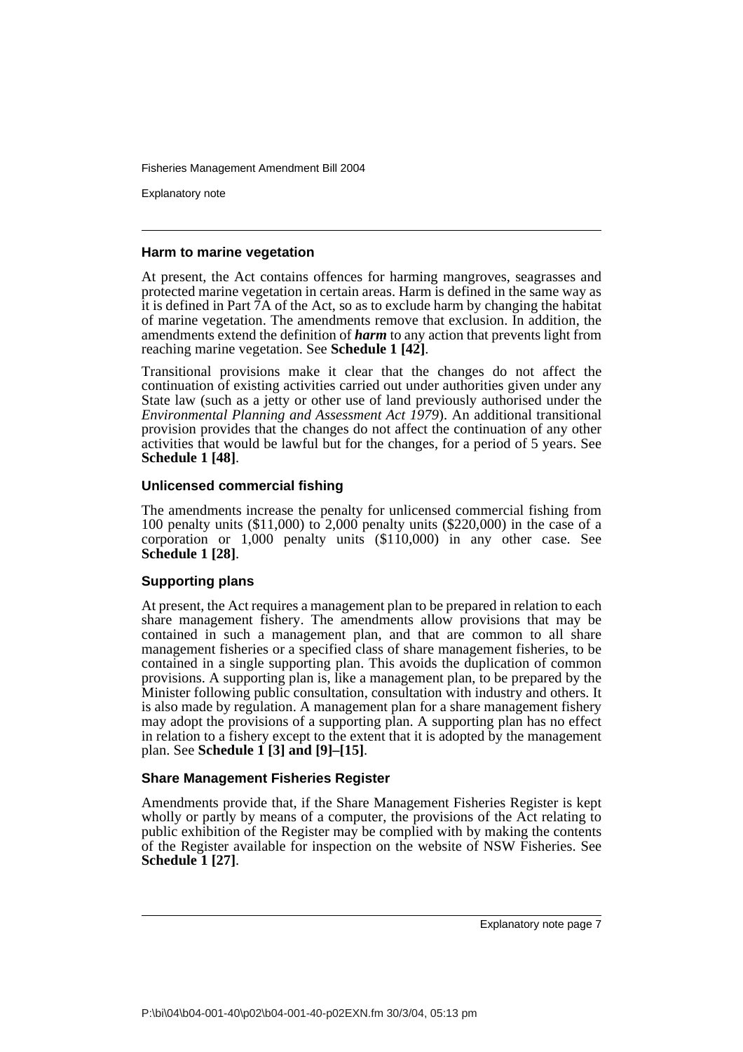### Harm to marine vegetation

At present, the Act contains offences for harming mangroves, seagrasses and protected marine vegetation in certain areas. Harm is defined in the same way as it is defined in Part 7A of the Act, so as to exclude harm by changing the habitat of marine vegetation. The amendments remove that exclusion. In addition, the amendments extend the definition of ***harm*** to any action that prevents light from reaching marine vegetation. See **Schedule 1 [42]**.

Transitional provisions make it clear that the changes do not affect the continuation of existing activities carried out under authorities given under any State law (such as a jetty or other use of land previously authorised under the *Environmental Planning and Assessment Act 1979*). An additional transitional provision provides that the changes do not affect the continuation of any other activities that would be lawful but for the changes, for a period of 5 years. See **Schedule 1 [48]**.

### Unlicensed commercial fishing

The amendments increase the penalty for unlicensed commercial fishing from 100 penalty units ($11,000) to 2,000 penalty units ($220,000) in the case of a corporation or 1,000 penalty units ($110,000) in any other case. See **Schedule 1 [28]**.

### Supporting plans

At present, the Act requires a management plan to be prepared in relation to each share management fishery. The amendments allow provisions that may be contained in such a management plan, and that are common to all share management fisheries or a specified class of share management fisheries, to be contained in a single supporting plan. This avoids the duplication of common provisions. A supporting plan is, like a management plan, to be prepared by the Minister following public consultation, consultation with industry and others. It is also made by regulation. A management plan for a share management fishery may adopt the provisions of a supporting plan. A supporting plan has no effect in relation to a fishery except to the extent that it is adopted by the management plan. See **Schedule 1 [3] and [9]–[15]**.

### Share Management Fisheries Register

Amendments provide that, if the Share Management Fisheries Register is kept wholly or partly by means of a computer, the provisions of the Act relating to public exhibition of the Register may be complied with by making the contents of the Register available for inspection on the website of NSW Fisheries. See **Schedule 1 [27]**.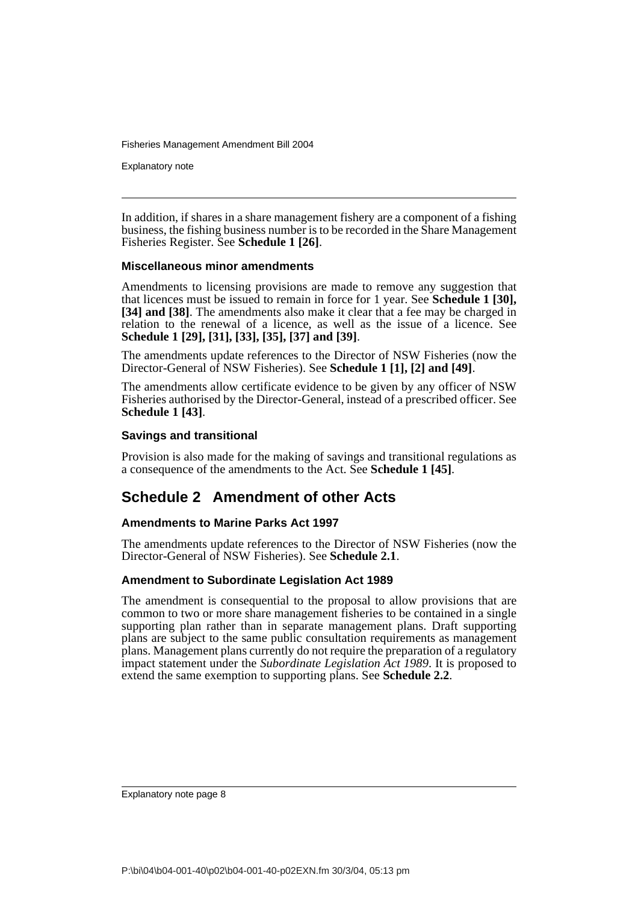In addition, if shares in a share management fishery are a component of a fishing business, the fishing business number is to be recorded in the Share Management Fisheries Register. See **Schedule 1 [26]**.

### Miscellaneous minor amendments

Amendments to licensing provisions are made to remove any suggestion that that licences must be issued to remain in force for 1 year. See **Schedule 1 [30], [34] and [38]**. The amendments also make it clear that a fee may be charged in relation to the renewal of a licence, as well as the issue of a licence. See **Schedule 1 [29], [31], [33], [35], [37] and [39]**.

The amendments update references to the Director of NSW Fisheries (now the Director-General of NSW Fisheries). See **Schedule 1 [1], [2] and [49]**.

The amendments allow certificate evidence to be given by any officer of NSW Fisheries authorised by the Director-General, instead of a prescribed officer. See **Schedule 1 [43]**.

### Savings and transitional

Provision is also made for the making of savings and transitional regulations as a consequence of the amendments to the Act. See **Schedule 1 [45]**.

## Schedule 2 Amendment of other Acts

### Amendments to Marine Parks Act 1997

The amendments update references to the Director of NSW Fisheries (now the Director-General of NSW Fisheries). See **Schedule 2.1**.

### Amendment to Subordinate Legislation Act 1989

The amendment is consequential to the proposal to allow provisions that are common to two or more share management fisheries to be contained in a single supporting plan rather than in separate management plans. Draft supporting plans are subject to the same public consultation requirements as management plans. Management plans currently do not require the preparation of a regulatory impact statement under the *Subordinate Legislation Act 1989*. It is proposed to extend the same exemption to supporting plans. See **Schedule 2.2**.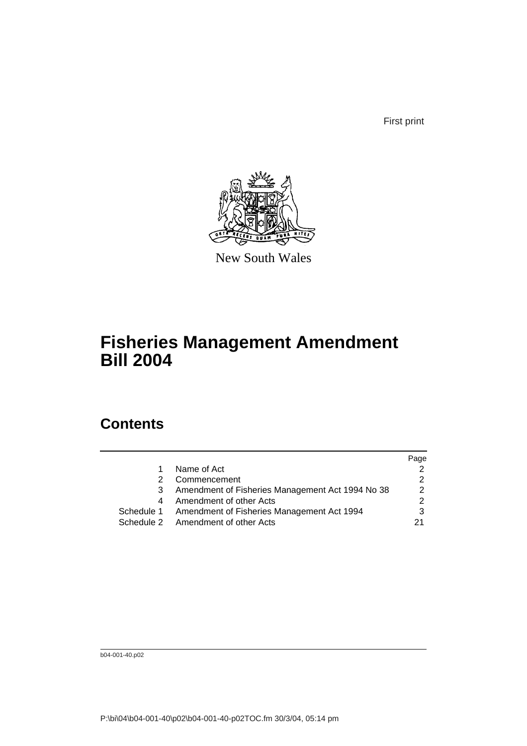First print

New South Wales

# Fisheries Management Amendment Bill 2004

## Contents

| | | Page |
|---|---|---|
| 1 | Name of Act | 2 |
| 2 | Commencement | 2 |
| 3 | Amendment of Fisheries Management Act 1994 No 38 | 2 |
| 4 | Amendment of other Acts | 2 |
| Schedule 1 | Amendment of Fisheries Management Act 1994 | 3 |
| Schedule 2 | Amendment of other Acts | 21 |

b04-001-40.p02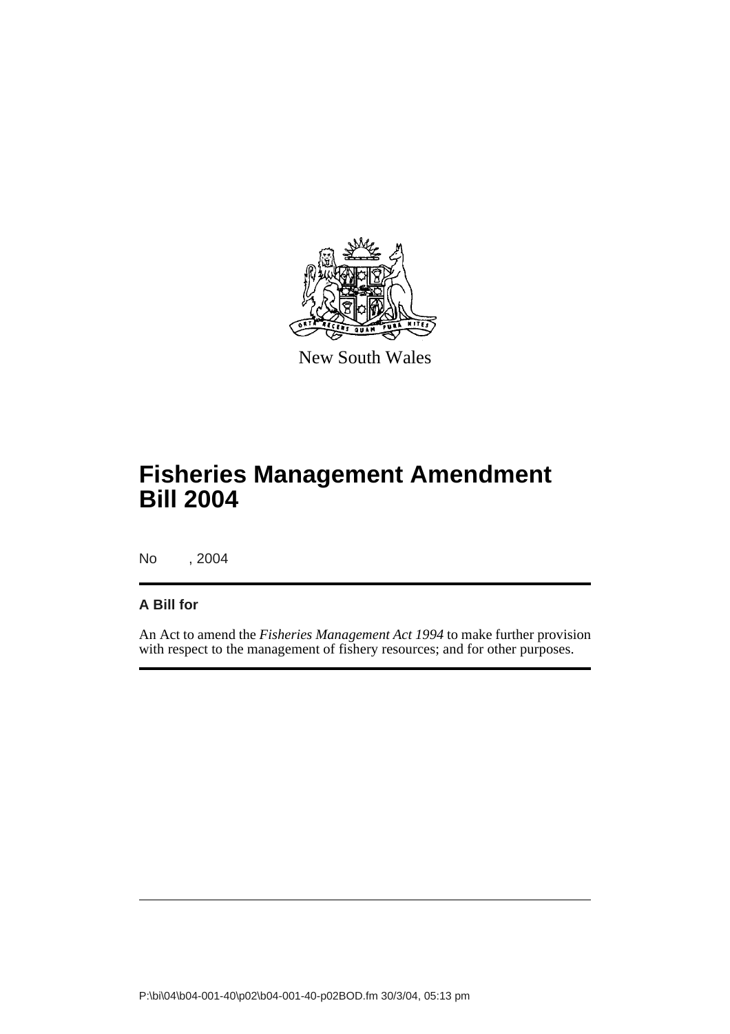New South Wales

# Fisheries Management Amendment Bill 2004

No , 2004

**A Bill for**

An Act to amend the *Fisheries Management Act 1994* to make further provision with respect to the management of fishery resources; and for other purposes.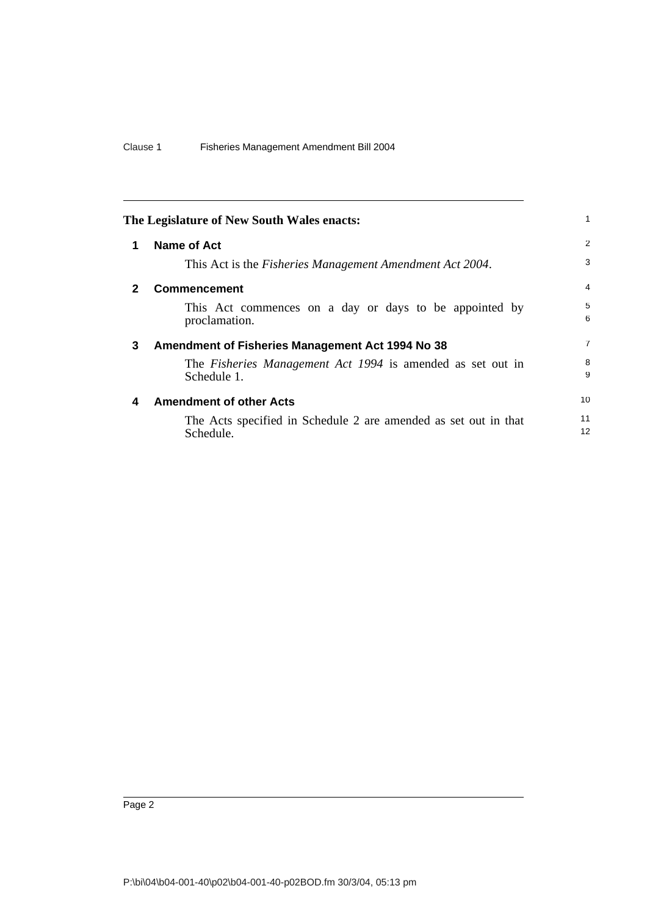The Legislature of New South Wales enacts:

## 1 Name of Act

This Act is the *Fisheries Management Amendment Act 2004*.

## 2 Commencement

This Act commences on a day or days to be appointed by proclamation.

## 3 Amendment of Fisheries Management Act 1994 No 38

The *Fisheries Management Act 1994* is amended as set out in Schedule 1.

## 4 Amendment of other Acts

The Acts specified in Schedule 2 are amended as set out in that Schedule.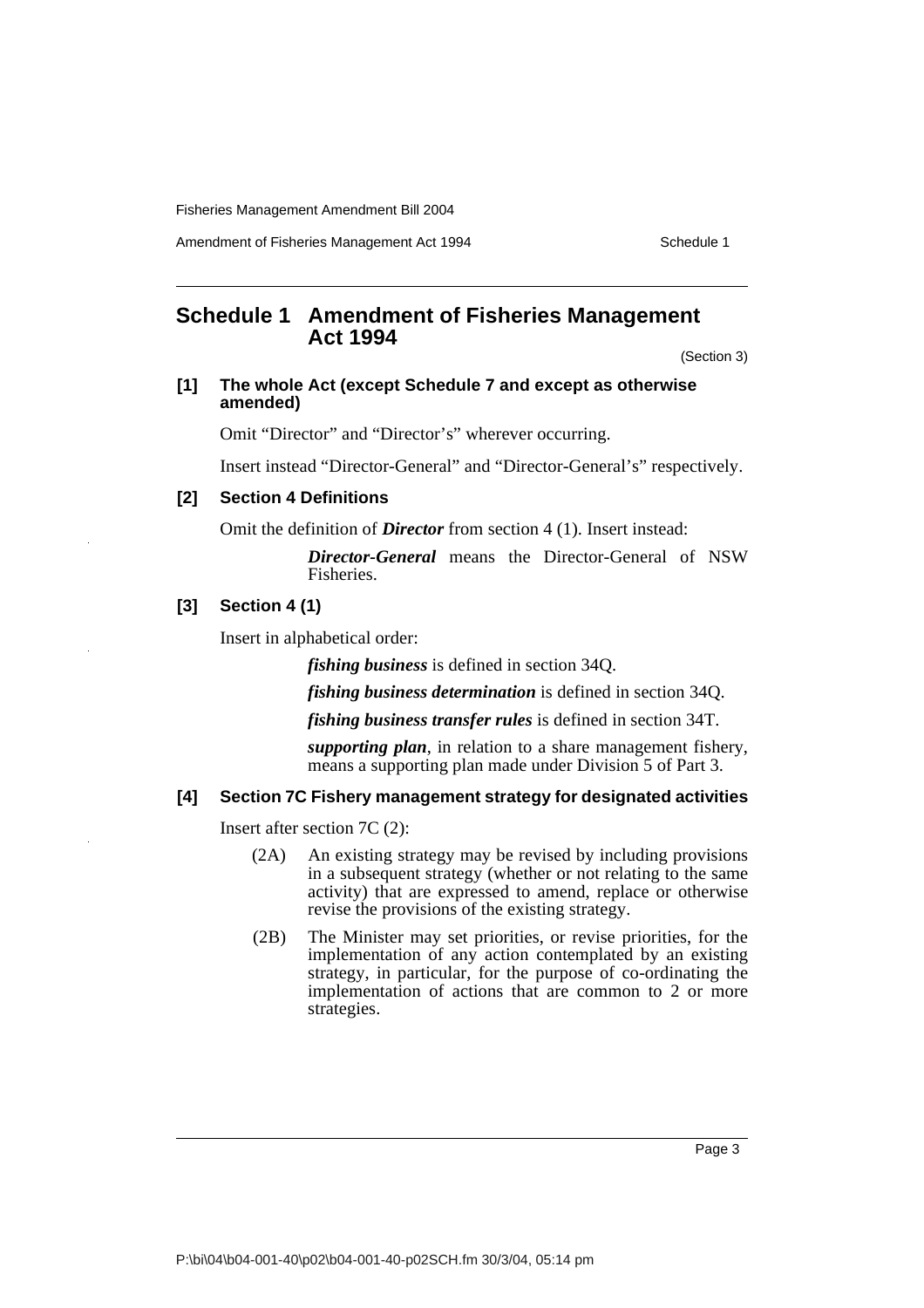## Schedule 1 Amendment of Fisheries Management Act 1994

(Section 3)

**[1] The whole Act (except Schedule 7 and except as otherwise amended)**

Omit "Director" and "Director's" wherever occurring.

Insert instead "Director-General" and "Director-General's" respectively.

**[2] Section 4 Definitions**

Omit the definition of ***Director*** from section 4 (1). Insert instead:

> ***Director-General*** means the Director-General of NSW Fisheries.

**[3] Section 4 (1)**

Insert in alphabetical order:

> ***fishing business*** is defined in section 34Q.
>
> ***fishing business determination*** is defined in section 34Q.
>
> ***fishing business transfer rules*** is defined in section 34T.
>
> ***supporting plan***, in relation to a share management fishery, means a supporting plan made under Division 5 of Part 3.

**[4] Section 7C Fishery management strategy for designated activities**

Insert after section 7C (2):

> (2A) An existing strategy may be revised by including provisions in a subsequent strategy (whether or not relating to the same activity) that are expressed to amend, replace or otherwise revise the provisions of the existing strategy.
>
> (2B) The Minister may set priorities, or revise priorities, for the implementation of any action contemplated by an existing strategy, in particular, for the purpose of co-ordinating the implementation of actions that are common to 2 or more strategies.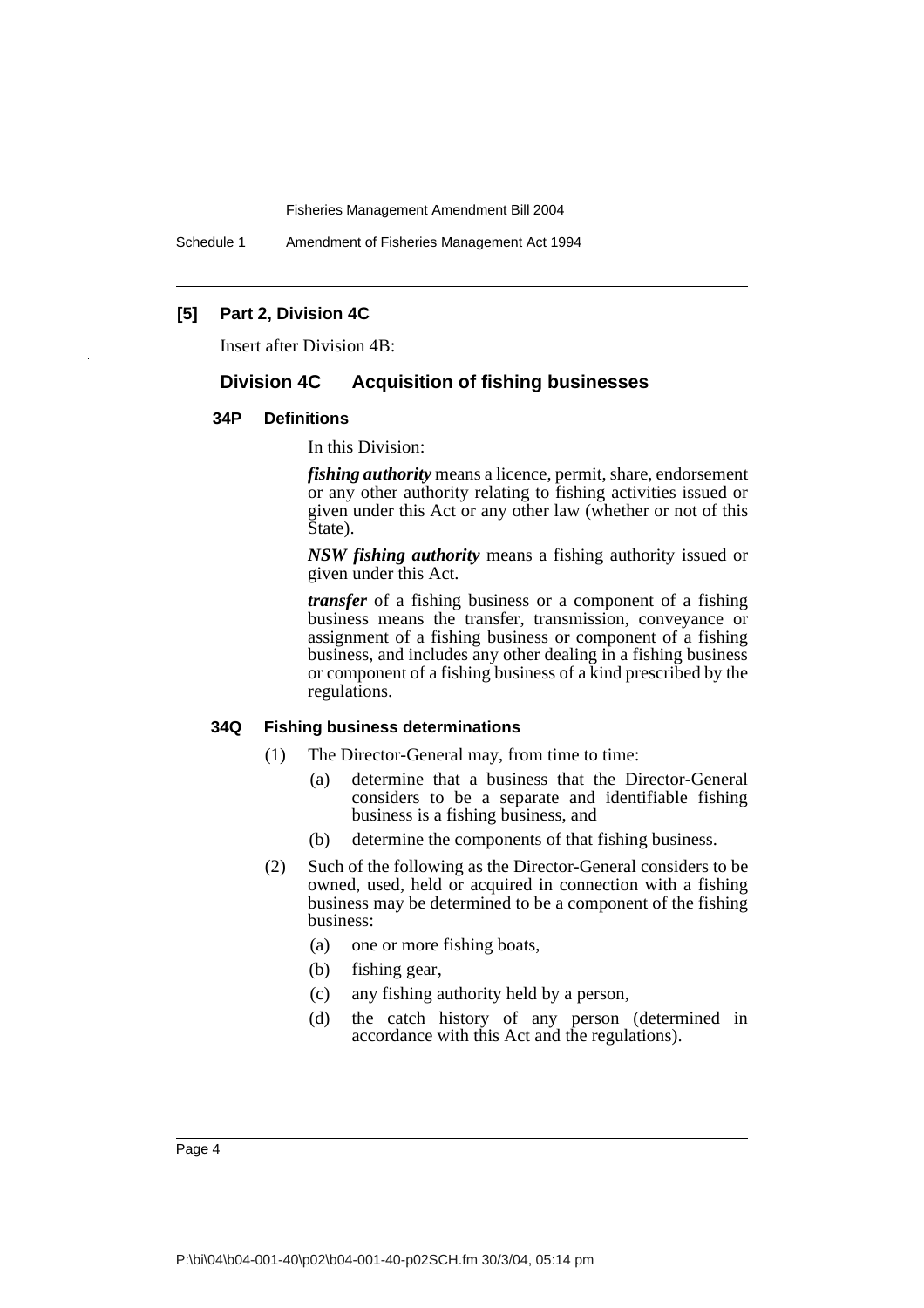### [5] Part 2, Division 4C

Insert after Division 4B:

## Division 4C Acquisition of fishing businesses

#### 34P Definitions

In this Division:

***fishing authority*** means a licence, permit, share, endorsement or any other authority relating to fishing activities issued or given under this Act or any other law (whether or not of this State).

***NSW fishing authority*** means a fishing authority issued or given under this Act.

***transfer*** of a fishing business or a component of a fishing business means the transfer, transmission, conveyance or assignment of a fishing business or component of a fishing business, and includes any other dealing in a fishing business or component of a fishing business of a kind prescribed by the regulations.

#### 34Q Fishing business determinations

(1) The Director-General may, from time to time:

- (a) determine that a business that the Director-General considers to be a separate and identifiable fishing business is a fishing business, and
- (b) determine the components of that fishing business.

(2) Such of the following as the Director-General considers to be owned, used, held or acquired in connection with a fishing business may be determined to be a component of the fishing business:

- (a) one or more fishing boats,
- (b) fishing gear,
- (c) any fishing authority held by a person,
- (d) the catch history of any person (determined in accordance with this Act and the regulations).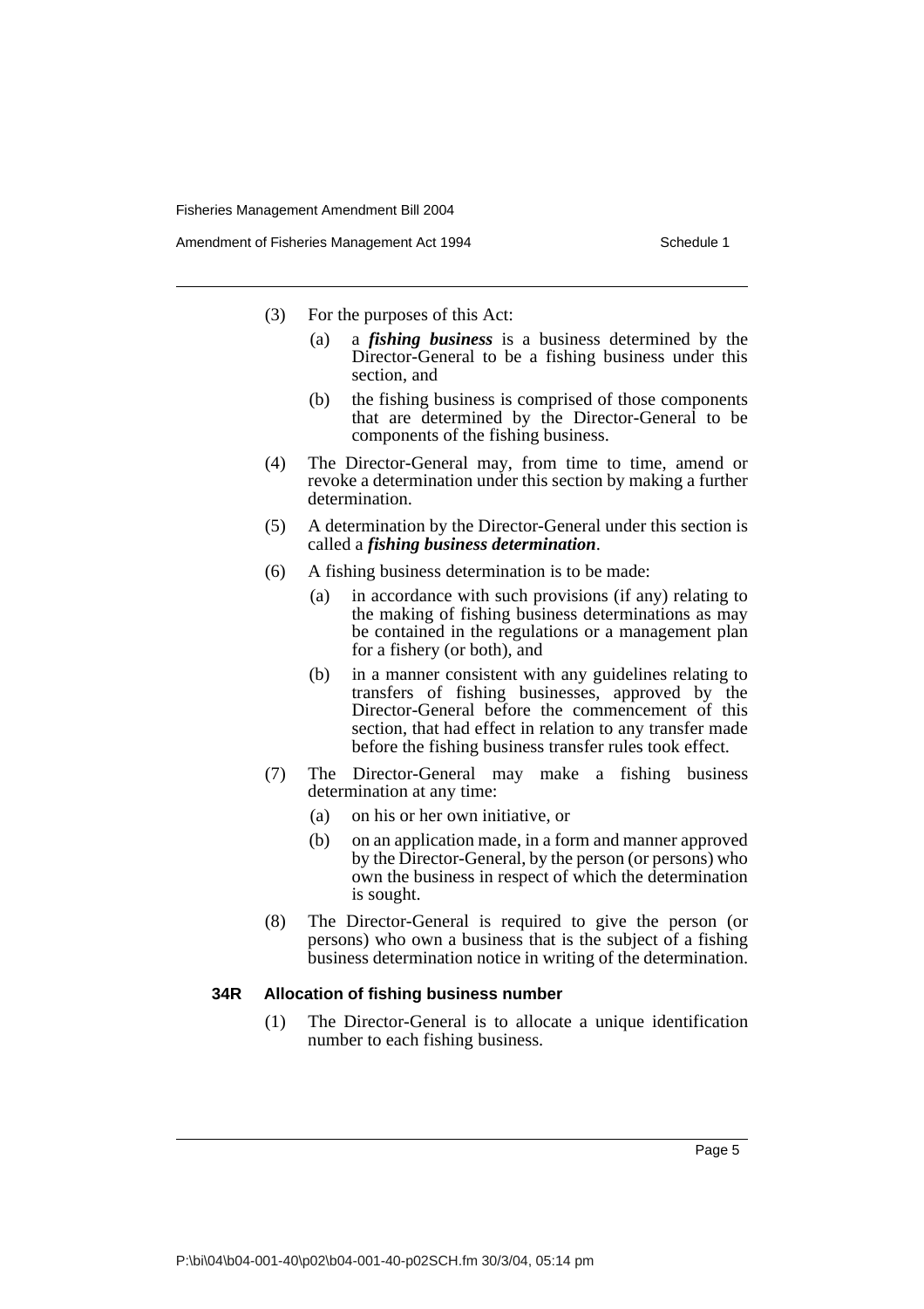(3) For the purposes of this Act:

(a) a ***fishing business*** is a business determined by the Director-General to be a fishing business under this section, and

(b) the fishing business is comprised of those components that are determined by the Director-General to be components of the fishing business.

(4) The Director-General may, from time to time, amend or revoke a determination under this section by making a further determination.

(5) A determination by the Director-General under this section is called a ***fishing business determination***.

(6) A fishing business determination is to be made:

(a) in accordance with such provisions (if any) relating to the making of fishing business determinations as may be contained in the regulations or a management plan for a fishery (or both), and

(b) in a manner consistent with any guidelines relating to transfers of fishing businesses, approved by the Director-General before the commencement of this section, that had effect in relation to any transfer made before the fishing business transfer rules took effect.

(7) The Director-General may make a fishing business determination at any time:

(a) on his or her own initiative, or

(b) on an application made, in a form and manner approved by the Director-General, by the person (or persons) who own the business in respect of which the determination is sought.

(8) The Director-General is required to give the person (or persons) who own a business that is the subject of a fishing business determination notice in writing of the determination.

**34R Allocation of fishing business number**

(1) The Director-General is to allocate a unique identification number to each fishing business.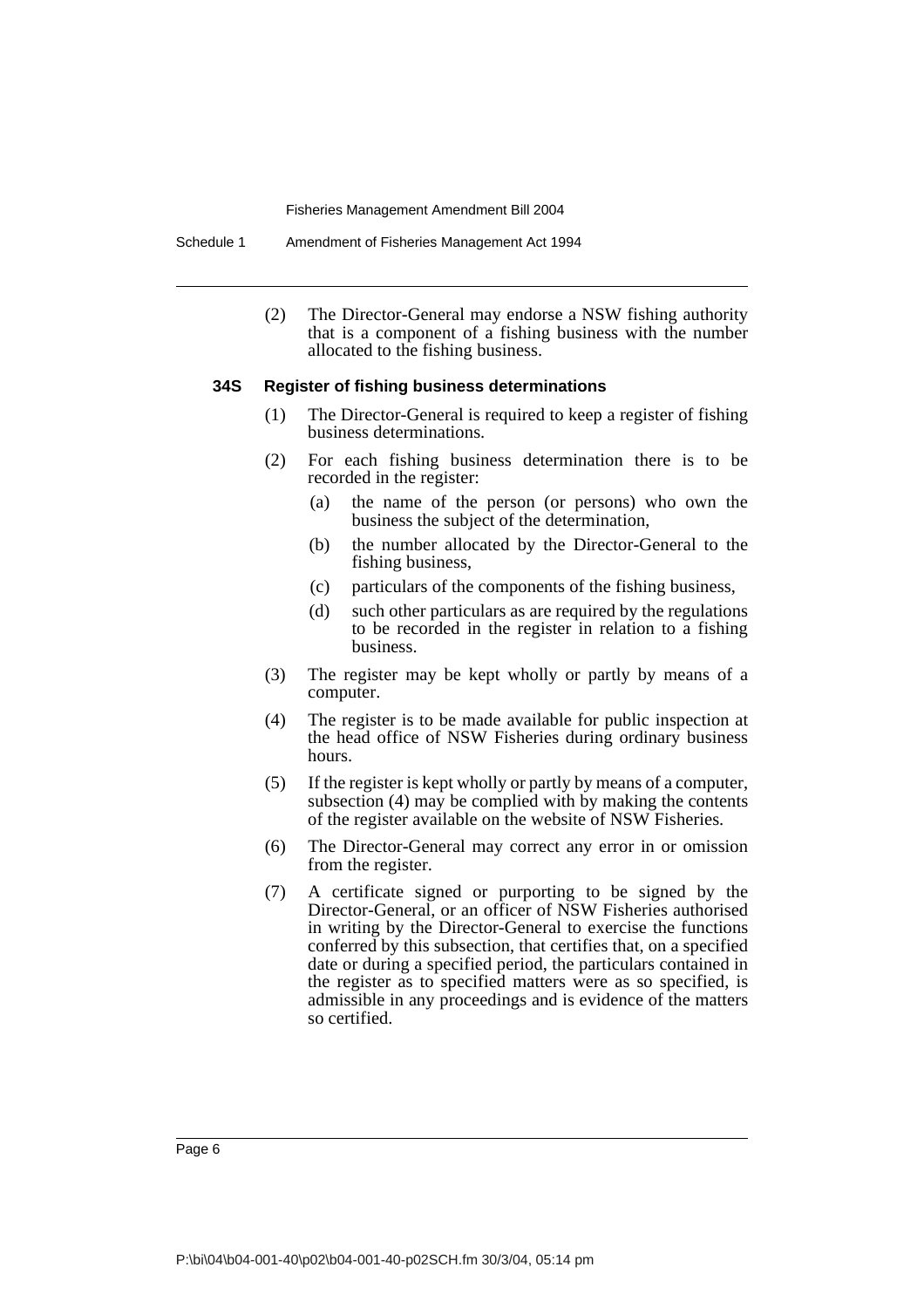(2) The Director-General may endorse a NSW fishing authority that is a component of a fishing business with the number allocated to the fishing business.

### 34S Register of fishing business determinations

(1) The Director-General is required to keep a register of fishing business determinations.

(2) For each fishing business determination there is to be recorded in the register:

- (a) the name of the person (or persons) who own the business the subject of the determination,
- (b) the number allocated by the Director-General to the fishing business,
- (c) particulars of the components of the fishing business,
- (d) such other particulars as are required by the regulations to be recorded in the register in relation to a fishing business.

(3) The register may be kept wholly or partly by means of a computer.

(4) The register is to be made available for public inspection at the head office of NSW Fisheries during ordinary business hours.

(5) If the register is kept wholly or partly by means of a computer, subsection (4) may be complied with by making the contents of the register available on the website of NSW Fisheries.

(6) The Director-General may correct any error in or omission from the register.

(7) A certificate signed or purporting to be signed by the Director-General, or an officer of NSW Fisheries authorised in writing by the Director-General to exercise the functions conferred by this subsection, that certifies that, on a specified date or during a specified period, the particulars contained in the register as to specified matters were as so specified, is admissible in any proceedings and is evidence of the matters so certified.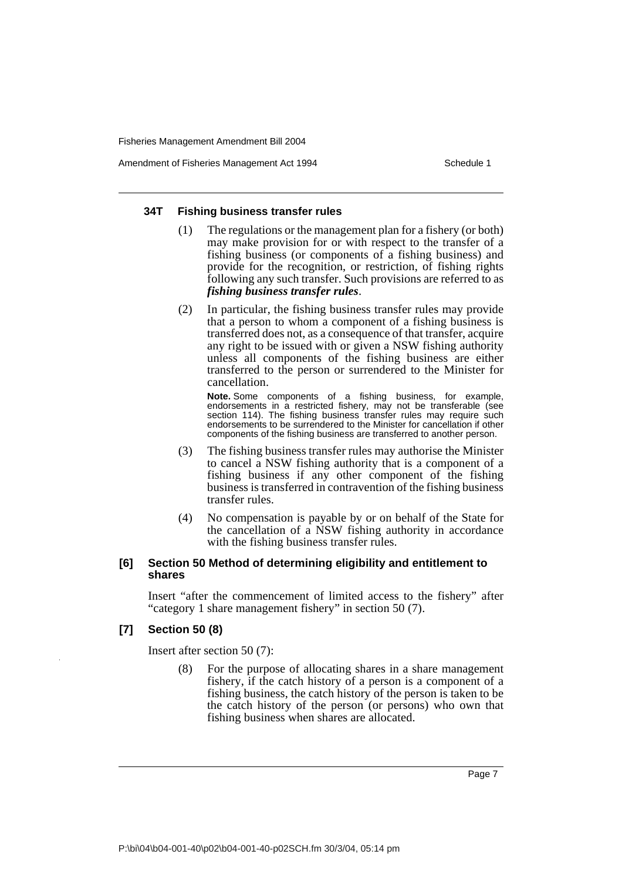### 34T Fishing business transfer rules

(1) The regulations or the management plan for a fishery (or both) may make provision for or with respect to the transfer of a fishing business (or components of a fishing business) and provide for the recognition, or restriction, of fishing rights following any such transfer. Such provisions are referred to as ***fishing business transfer rules***.

(2) In particular, the fishing business transfer rules may provide that a person to whom a component of a fishing business is transferred does not, as a consequence of that transfer, acquire any right to be issued with or given a NSW fishing authority unless all components of the fishing business are either transferred to the person or surrendered to the Minister for cancellation.

**Note.** Some components of a fishing business, for example, endorsements in a restricted fishery, may not be transferable (see section 114). The fishing business transfer rules may require such endorsements to be surrendered to the Minister for cancellation if other components of the fishing business are transferred to another person.

(3) The fishing business transfer rules may authorise the Minister to cancel a NSW fishing authority that is a component of a fishing business if any other component of the fishing business is transferred in contravention of the fishing business transfer rules.

(4) No compensation is payable by or on behalf of the State for the cancellation of a NSW fishing authority in accordance with the fishing business transfer rules.

### [6] Section 50 Method of determining eligibility and entitlement to shares

Insert "after the commencement of limited access to the fishery" after "category 1 share management fishery" in section 50 (7).

### [7] Section 50 (8)

Insert after section 50 (7):

(8) For the purpose of allocating shares in a share management fishery, if the catch history of a person is a component of a fishing business, the catch history of the person is taken to be the catch history of the person (or persons) who own that fishing business when shares are allocated.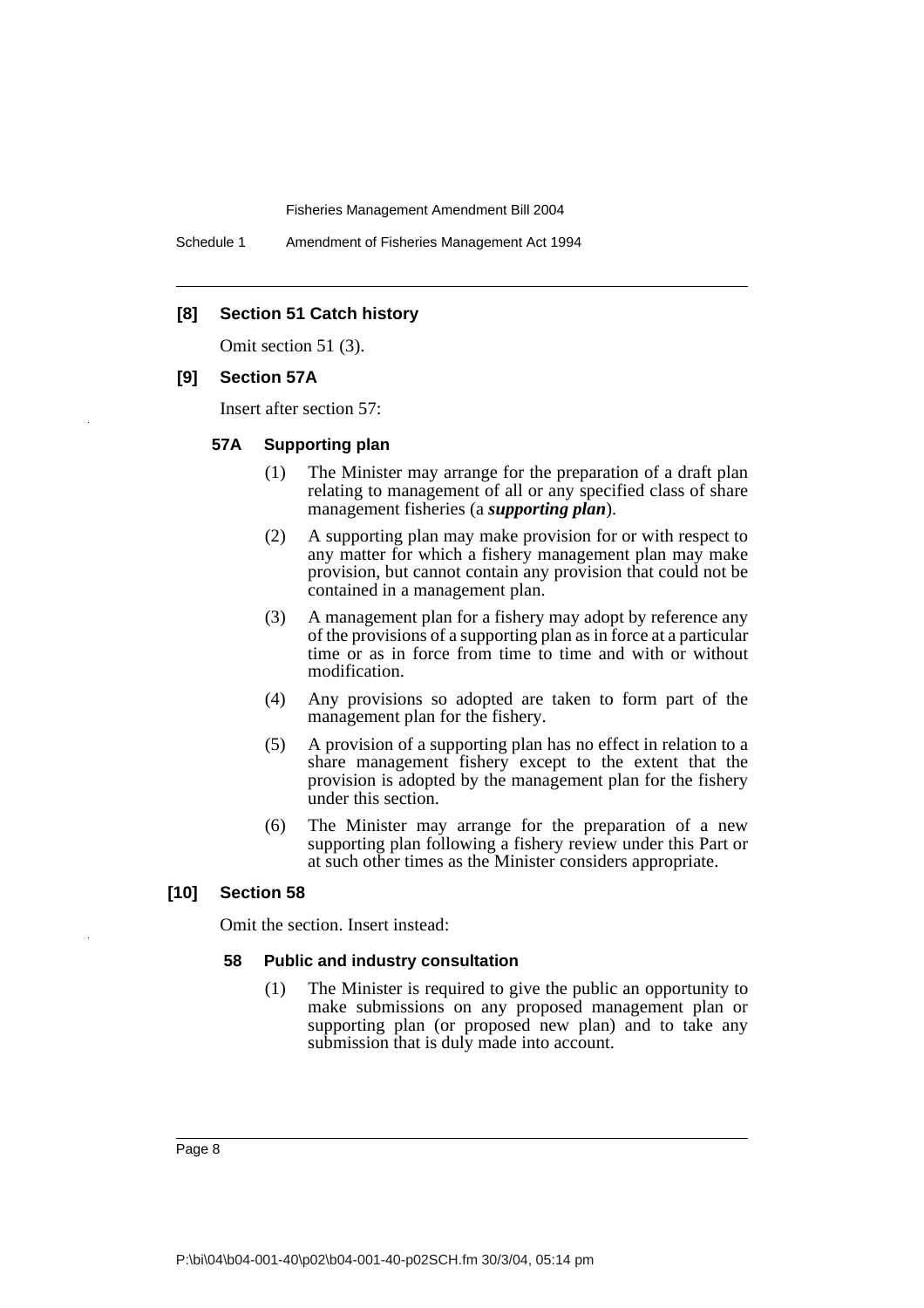### [8] Section 51 Catch history

Omit section 51 (3).

### [9] Section 57A

Insert after section 57:

#### 57A Supporting plan

(1) The Minister may arrange for the preparation of a draft plan relating to management of all or any specified class of share management fisheries (a ***supporting plan***).

(2) A supporting plan may make provision for or with respect to any matter for which a fishery management plan may make provision, but cannot contain any provision that could not be contained in a management plan.

(3) A management plan for a fishery may adopt by reference any of the provisions of a supporting plan as in force at a particular time or as in force from time to time and with or without modification.

(4) Any provisions so adopted are taken to form part of the management plan for the fishery.

(5) A provision of a supporting plan has no effect in relation to a share management fishery except to the extent that the provision is adopted by the management plan for the fishery under this section.

(6) The Minister may arrange for the preparation of a new supporting plan following a fishery review under this Part or at such other times as the Minister considers appropriate.

### [10] Section 58

Omit the section. Insert instead:

#### 58 Public and industry consultation

(1) The Minister is required to give the public an opportunity to make submissions on any proposed management plan or supporting plan (or proposed new plan) and to take any submission that is duly made into account.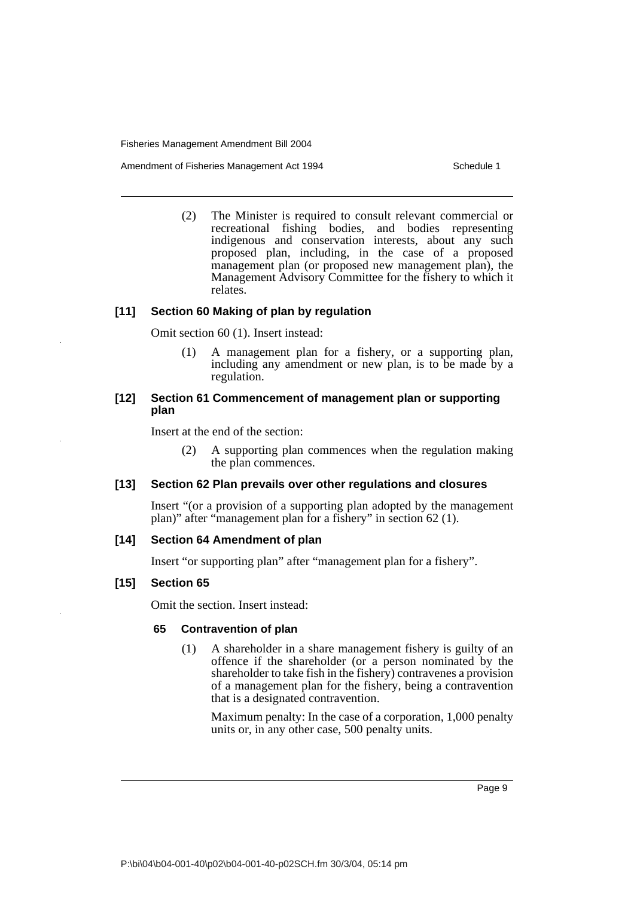(2) The Minister is required to consult relevant commercial or recreational fishing bodies, and bodies representing indigenous and conservation interests, about any such proposed plan, including, in the case of a proposed management plan (or proposed new management plan), the Management Advisory Committee for the fishery to which it relates.

### [11] Section 60 Making of plan by regulation

Omit section 60 (1). Insert instead:

(1) A management plan for a fishery, or a supporting plan, including any amendment or new plan, is to be made by a regulation.

### [12] Section 61 Commencement of management plan or supporting plan

Insert at the end of the section:

(2) A supporting plan commences when the regulation making the plan commences.

### [13] Section 62 Plan prevails over other regulations and closures

Insert "(or a provision of a supporting plan adopted by the management plan)" after "management plan for a fishery" in section 62 (1).

### [14] Section 64 Amendment of plan

Insert "or supporting plan" after "management plan for a fishery".

### [15] Section 65

Omit the section. Insert instead:

#### 65 Contravention of plan

(1) A shareholder in a share management fishery is guilty of an offence if the shareholder (or a person nominated by the shareholder to take fish in the fishery) contravenes a provision of a management plan for the fishery, being a contravention that is a designated contravention.

Maximum penalty: In the case of a corporation, 1,000 penalty units or, in any other case, 500 penalty units.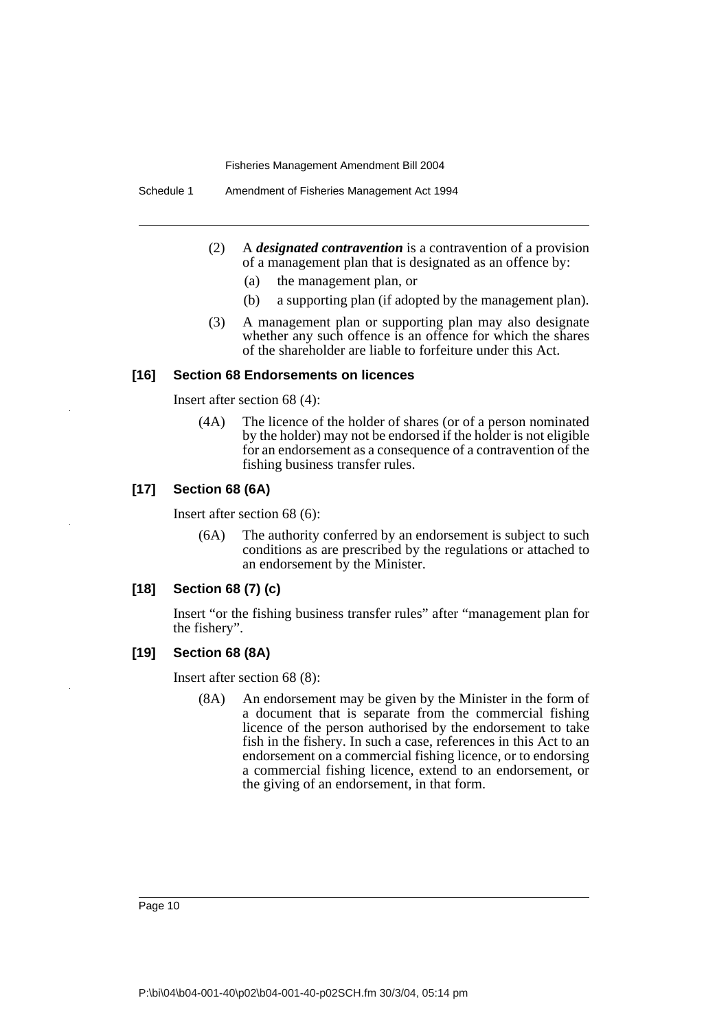(2) A ***designated contravention*** is a contravention of a provision of a management plan that is designated as an offence by:

(a) the management plan, or

(b) a supporting plan (if adopted by the management plan).

(3) A management plan or supporting plan may also designate whether any such offence is an offence for which the shares of the shareholder are liable to forfeiture under this Act.

### [16] Section 68 Endorsements on licences

Insert after section 68 (4):

(4A) The licence of the holder of shares (or of a person nominated by the holder) may not be endorsed if the holder is not eligible for an endorsement as a consequence of a contravention of the fishing business transfer rules.

### [17] Section 68 (6A)

Insert after section 68 (6):

(6A) The authority conferred by an endorsement is subject to such conditions as are prescribed by the regulations or attached to an endorsement by the Minister.

### [18] Section 68 (7) (c)

Insert "or the fishing business transfer rules" after "management plan for the fishery".

### [19] Section 68 (8A)

Insert after section 68 (8):

(8A) An endorsement may be given by the Minister in the form of a document that is separate from the commercial fishing licence of the person authorised by the endorsement to take fish in the fishery. In such a case, references in this Act to an endorsement on a commercial fishing licence, or to endorsing a commercial fishing licence, extend to an endorsement, or the giving of an endorsement, in that form.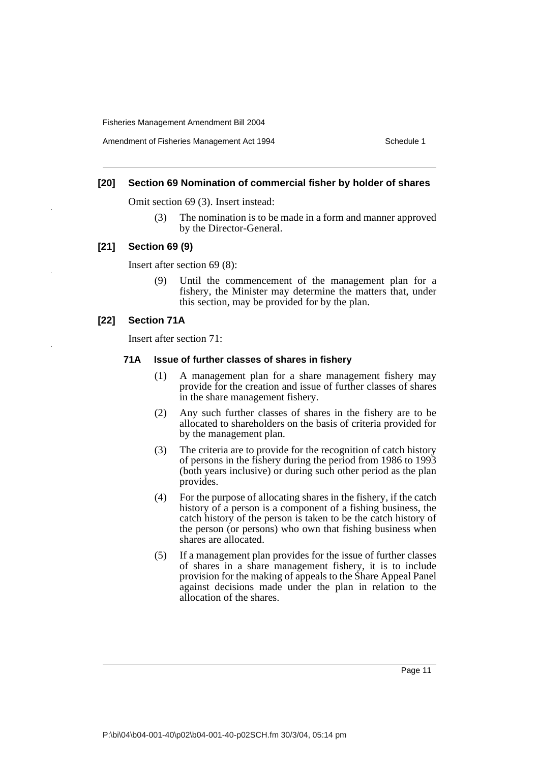**[20] Section 69 Nomination of commercial fisher by holder of shares**

Omit section 69 (3). Insert instead:

(3) The nomination is to be made in a form and manner approved by the Director-General.

**[21] Section 69 (9)**

Insert after section 69 (8):

(9) Until the commencement of the management plan for a fishery, the Minister may determine the matters that, under this section, may be provided for by the plan.

**[22] Section 71A**

Insert after section 71:

**71A Issue of further classes of shares in fishery**

(1) A management plan for a share management fishery may provide for the creation and issue of further classes of shares in the share management fishery.

(2) Any such further classes of shares in the fishery are to be allocated to shareholders on the basis of criteria provided for by the management plan.

(3) The criteria are to provide for the recognition of catch history of persons in the fishery during the period from 1986 to 1993 (both years inclusive) or during such other period as the plan provides.

(4) For the purpose of allocating shares in the fishery, if the catch history of a person is a component of a fishing business, the catch history of the person is taken to be the catch history of the person (or persons) who own that fishing business when shares are allocated.

(5) If a management plan provides for the issue of further classes of shares in a share management fishery, it is to include provision for the making of appeals to the Share Appeal Panel against decisions made under the plan in relation to the allocation of the shares.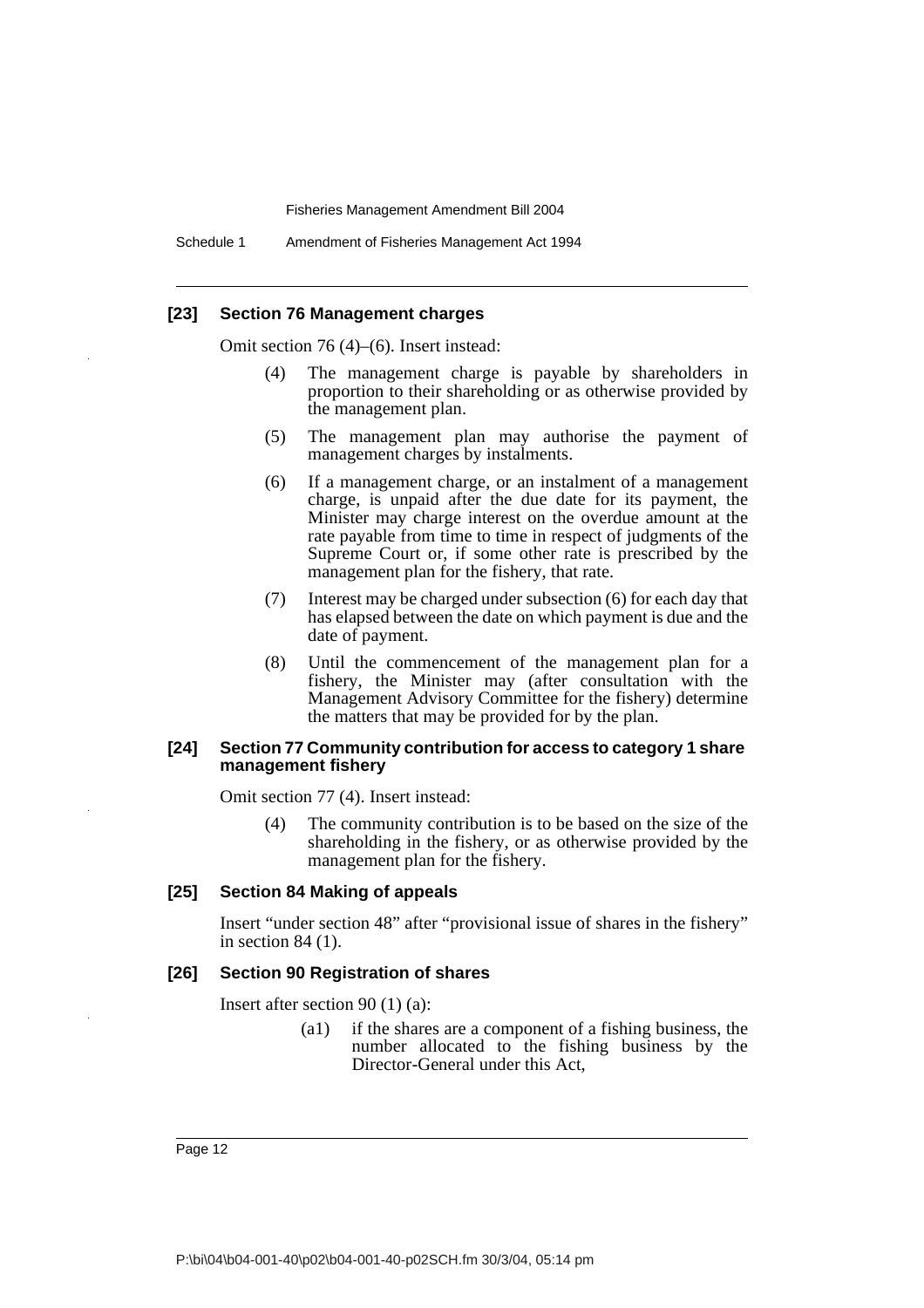### [23] Section 76 Management charges

Omit section 76 (4)–(6). Insert instead:

> (4) The management charge is payable by shareholders in proportion to their shareholding or as otherwise provided by the management plan.
>
> (5) The management plan may authorise the payment of management charges by instalments.
>
> (6) If a management charge, or an instalment of a management charge, is unpaid after the due date for its payment, the Minister may charge interest on the overdue amount at the rate payable from time to time in respect of judgments of the Supreme Court or, if some other rate is prescribed by the management plan for the fishery, that rate.
>
> (7) Interest may be charged under subsection (6) for each day that has elapsed between the date on which payment is due and the date of payment.
>
> (8) Until the commencement of the management plan for a fishery, the Minister may (after consultation with the Management Advisory Committee for the fishery) determine the matters that may be provided for by the plan.

### [24] Section 77 Community contribution for access to category 1 share management fishery

Omit section 77 (4). Insert instead:

> (4) The community contribution is to be based on the size of the shareholding in the fishery, or as otherwise provided by the management plan for the fishery.

### [25] Section 84 Making of appeals

Insert "under section 48" after "provisional issue of shares in the fishery" in section 84 (1).

### [26] Section 90 Registration of shares

Insert after section 90 (1) (a):

> (a1) if the shares are a component of a fishing business, the number allocated to the fishing business by the Director-General under this Act,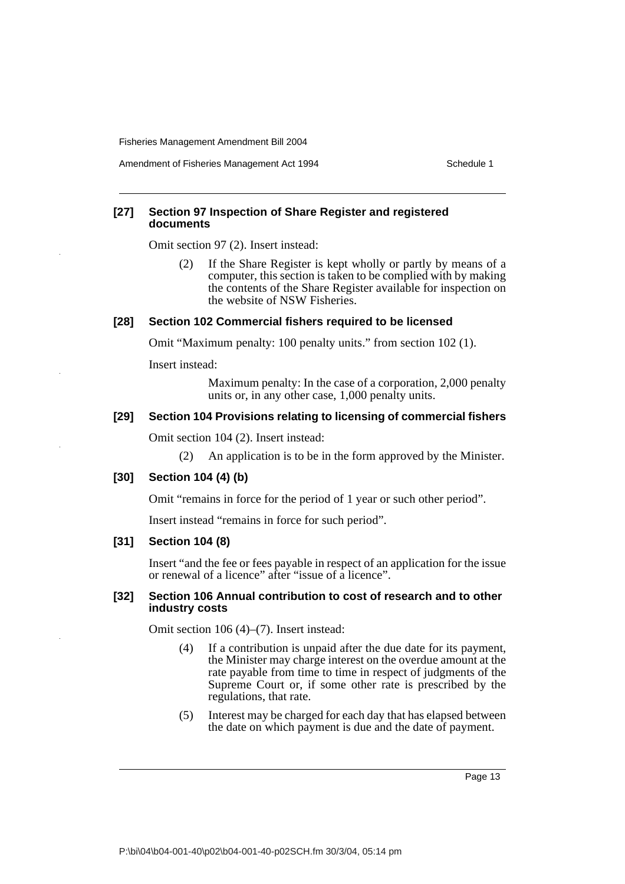**[27] Section 97 Inspection of Share Register and registered documents**

Omit section 97 (2). Insert instead:

> (2) If the Share Register is kept wholly or partly by means of a computer, this section is taken to be complied with by making the contents of the Share Register available for inspection on the website of NSW Fisheries.

**[28] Section 102 Commercial fishers required to be licensed**

Omit "Maximum penalty: 100 penalty units." from section 102 (1).

Insert instead:

> Maximum penalty: In the case of a corporation, 2,000 penalty units or, in any other case, 1,000 penalty units.

**[29] Section 104 Provisions relating to licensing of commercial fishers**

Omit section 104 (2). Insert instead:

> (2) An application is to be in the form approved by the Minister.

**[30] Section 104 (4) (b)**

Omit "remains in force for the period of 1 year or such other period".

Insert instead "remains in force for such period".

**[31] Section 104 (8)**

Insert "and the fee or fees payable in respect of an application for the issue or renewal of a licence" after "issue of a licence".

**[32] Section 106 Annual contribution to cost of research and to other industry costs**

Omit section 106 (4)–(7). Insert instead:

> (4) If a contribution is unpaid after the due date for its payment, the Minister may charge interest on the overdue amount at the rate payable from time to time in respect of judgments of the Supreme Court or, if some other rate is prescribed by the regulations, that rate.
>
> (5) Interest may be charged for each day that has elapsed between the date on which payment is due and the date of payment.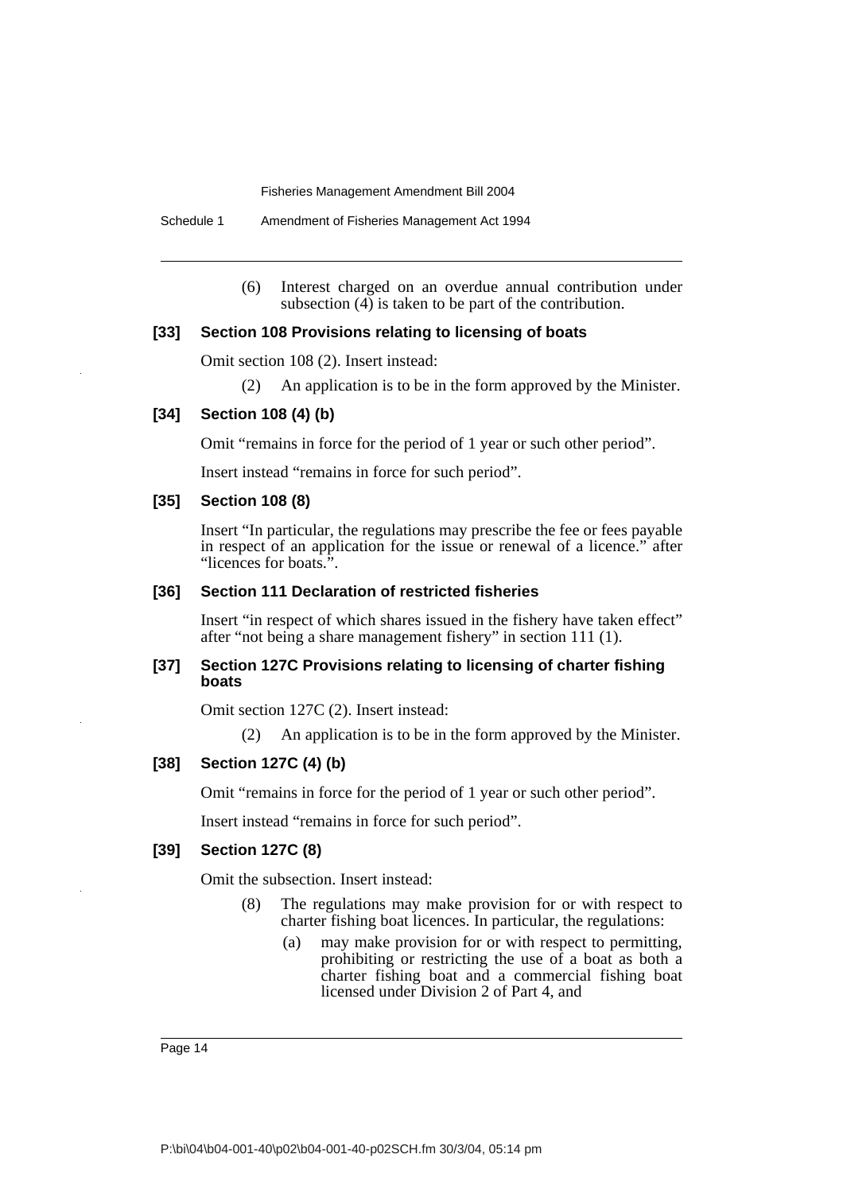(6) Interest charged on an overdue annual contribution under subsection (4) is taken to be part of the contribution.

**[33] Section 108 Provisions relating to licensing of boats**

Omit section 108 (2). Insert instead:

(2) An application is to be in the form approved by the Minister.

**[34] Section 108 (4) (b)**

Omit "remains in force for the period of 1 year or such other period".

Insert instead "remains in force for such period".

**[35] Section 108 (8)**

Insert "In particular, the regulations may prescribe the fee or fees payable in respect of an application for the issue or renewal of a licence." after "licences for boats.".

**[36] Section 111 Declaration of restricted fisheries**

Insert "in respect of which shares issued in the fishery have taken effect" after "not being a share management fishery" in section 111 (1).

**[37] Section 127C Provisions relating to licensing of charter fishing boats**

Omit section 127C (2). Insert instead:

(2) An application is to be in the form approved by the Minister.

**[38] Section 127C (4) (b)**

Omit "remains in force for the period of 1 year or such other period".

Insert instead "remains in force for such period".

**[39] Section 127C (8)**

Omit the subsection. Insert instead:

(8) The regulations may make provision for or with respect to charter fishing boat licences. In particular, the regulations:

(a) may make provision for or with respect to permitting, prohibiting or restricting the use of a boat as both a charter fishing boat and a commercial fishing boat licensed under Division 2 of Part 4, and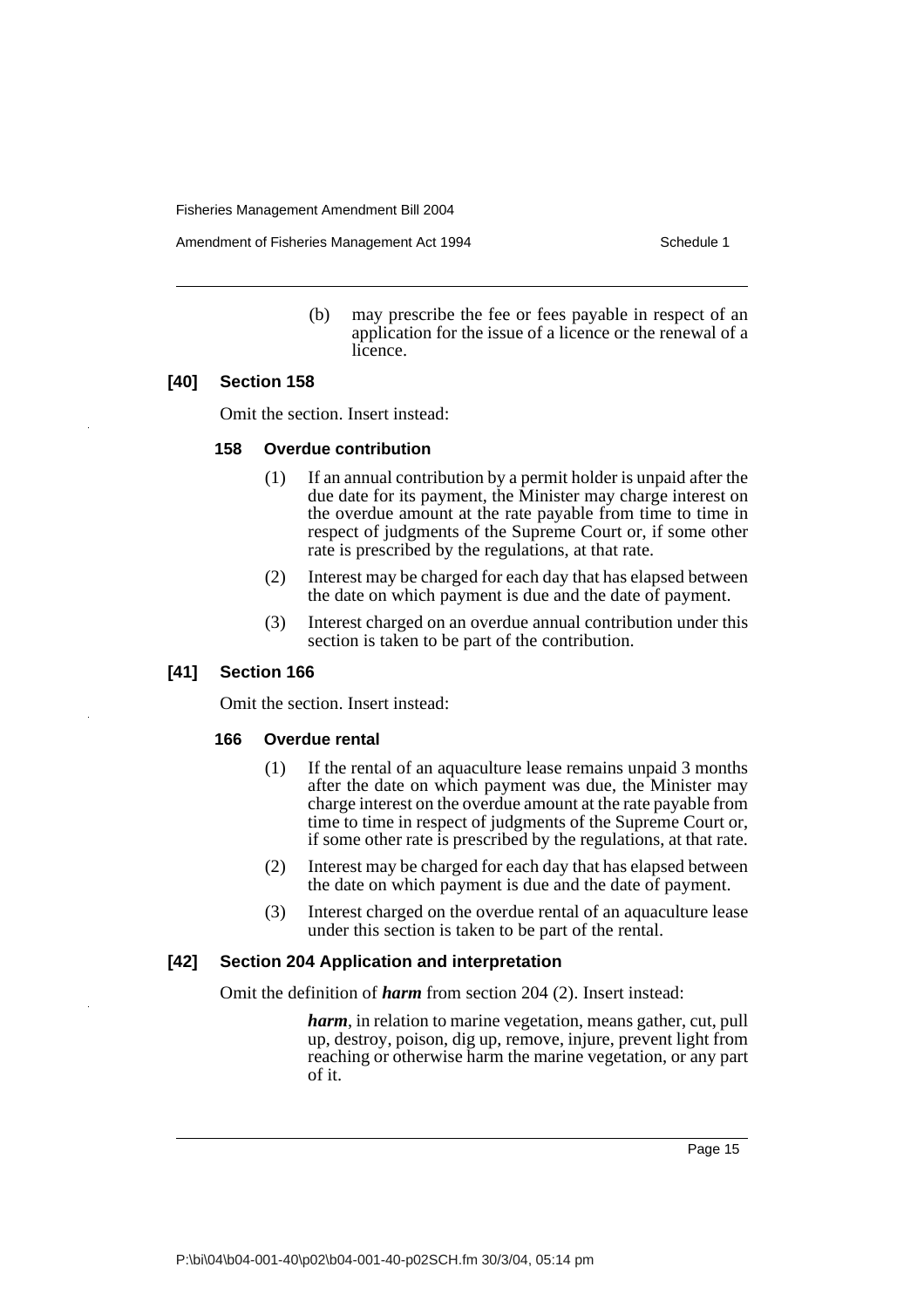(b) may prescribe the fee or fees payable in respect of an application for the issue of a licence or the renewal of a licence.

### [40] Section 158

Omit the section. Insert instead:

#### 158 Overdue contribution

(1) If an annual contribution by a permit holder is unpaid after the due date for its payment, the Minister may charge interest on the overdue amount at the rate payable from time to time in respect of judgments of the Supreme Court or, if some other rate is prescribed by the regulations, at that rate.

(2) Interest may be charged for each day that has elapsed between the date on which payment is due and the date of payment.

(3) Interest charged on an overdue annual contribution under this section is taken to be part of the contribution.

### [41] Section 166

Omit the section. Insert instead:

#### 166 Overdue rental

(1) If the rental of an aquaculture lease remains unpaid 3 months after the date on which payment was due, the Minister may charge interest on the overdue amount at the rate payable from time to time in respect of judgments of the Supreme Court or, if some other rate is prescribed by the regulations, at that rate.

(2) Interest may be charged for each day that has elapsed between the date on which payment is due and the date of payment.

(3) Interest charged on the overdue rental of an aquaculture lease under this section is taken to be part of the rental.

### [42] Section 204 Application and interpretation

Omit the definition of ***harm*** from section 204 (2). Insert instead:

***harm***, in relation to marine vegetation, means gather, cut, pull up, destroy, poison, dig up, remove, injure, prevent light from reaching or otherwise harm the marine vegetation, or any part of it.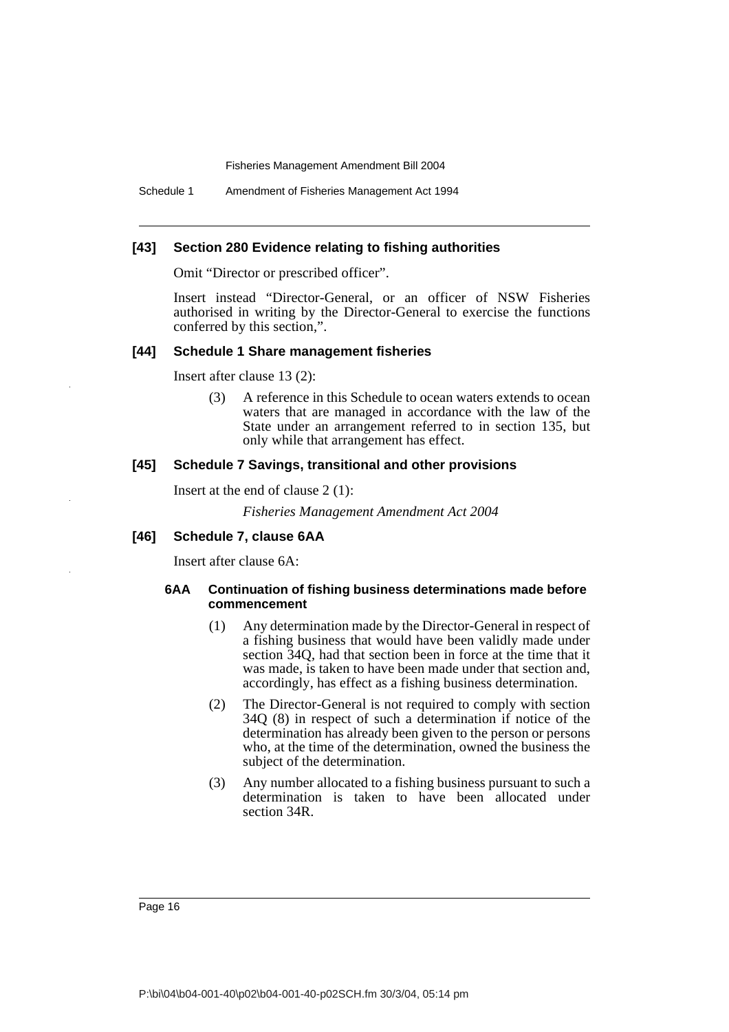**[43] Section 280 Evidence relating to fishing authorities**

Omit "Director or prescribed officer".

Insert instead "Director-General, or an officer of NSW Fisheries authorised in writing by the Director-General to exercise the functions conferred by this section,".

**[44] Schedule 1 Share management fisheries**

Insert after clause 13 (2):

> (3) A reference in this Schedule to ocean waters extends to ocean waters that are managed in accordance with the law of the State under an arrangement referred to in section 135, but only while that arrangement has effect.

**[45] Schedule 7 Savings, transitional and other provisions**

Insert at the end of clause 2 (1):

> *Fisheries Management Amendment Act 2004*

**[46] Schedule 7, clause 6AA**

Insert after clause 6A:

> **6AA Continuation of fishing business determinations made before commencement**
>
> (1) Any determination made by the Director-General in respect of a fishing business that would have been validly made under section 34Q, had that section been in force at the time that it was made, is taken to have been made under that section and, accordingly, has effect as a fishing business determination.
>
> (2) The Director-General is not required to comply with section 34Q (8) in respect of such a determination if notice of the determination has already been given to the person or persons who, at the time of the determination, owned the business the subject of the determination.
>
> (3) Any number allocated to a fishing business pursuant to such a determination is taken to have been allocated under section 34R.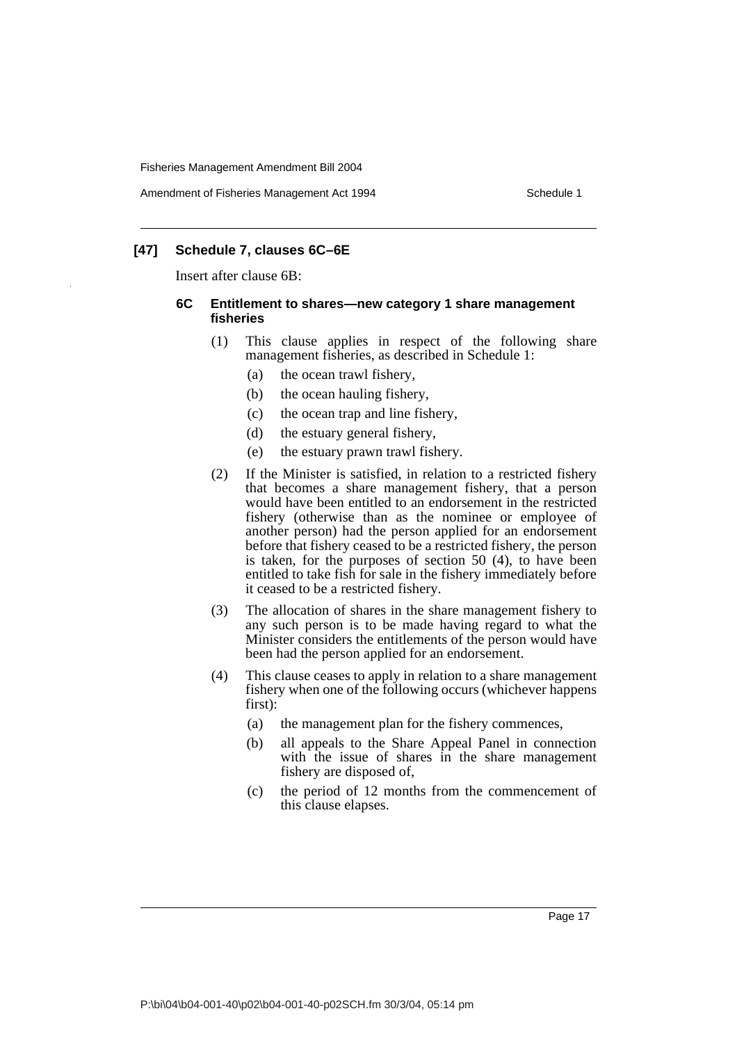### [47] Schedule 7, clauses 6C–6E

Insert after clause 6B:

#### 6C Entitlement to shares—new category 1 share management fisheries

(1) This clause applies in respect of the following share management fisheries, as described in Schedule 1:

- (a) the ocean trawl fishery,
- (b) the ocean hauling fishery,
- (c) the ocean trap and line fishery,
- (d) the estuary general fishery,
- (e) the estuary prawn trawl fishery.

(2) If the Minister is satisfied, in relation to a restricted fishery that becomes a share management fishery, that a person would have been entitled to an endorsement in the restricted fishery (otherwise than as the nominee or employee of another person) had the person applied for an endorsement before that fishery ceased to be a restricted fishery, the person is taken, for the purposes of section 50 (4), to have been entitled to take fish for sale in the fishery immediately before it ceased to be a restricted fishery.

(3) The allocation of shares in the share management fishery to any such person is to be made having regard to what the Minister considers the entitlements of the person would have been had the person applied for an endorsement.

(4) This clause ceases to apply in relation to a share management fishery when one of the following occurs (whichever happens first):

- (a) the management plan for the fishery commences,
- (b) all appeals to the Share Appeal Panel in connection with the issue of shares in the share management fishery are disposed of,
- (c) the period of 12 months from the commencement of this clause elapses.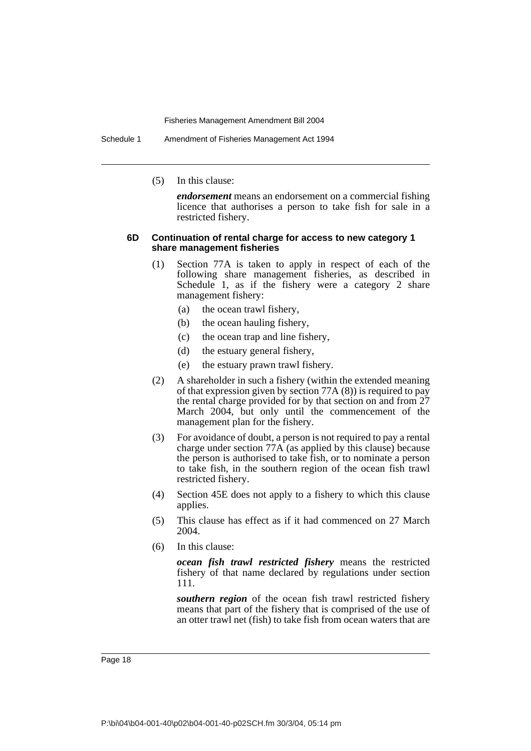(5) In this clause:

*endorsement* means an endorsement on a commercial fishing licence that authorises a person to take fish for sale in a restricted fishery.

**6D Continuation of rental charge for access to new category 1 share management fisheries**

(1) Section 77A is taken to apply in respect of each of the following share management fisheries, as described in Schedule 1, as if the fishery were a category 2 share management fishery:

- (a) the ocean trawl fishery,
- (b) the ocean hauling fishery,
- (c) the ocean trap and line fishery,
- (d) the estuary general fishery,
- (e) the estuary prawn trawl fishery.

(2) A shareholder in such a fishery (within the extended meaning of that expression given by section 77A (8)) is required to pay the rental charge provided for by that section on and from 27 March 2004, but only until the commencement of the management plan for the fishery.

(3) For avoidance of doubt, a person is not required to pay a rental charge under section 77A (as applied by this clause) because the person is authorised to take fish, or to nominate a person to take fish, in the southern region of the ocean fish trawl restricted fishery.

(4) Section 45E does not apply to a fishery to which this clause applies.

(5) This clause has effect as if it had commenced on 27 March 2004.

(6) In this clause:

*ocean fish trawl restricted fishery* means the restricted fishery of that name declared by regulations under section 111.

*southern region* of the ocean fish trawl restricted fishery means that part of the fishery that is comprised of the use of an otter trawl net (fish) to take fish from ocean waters that are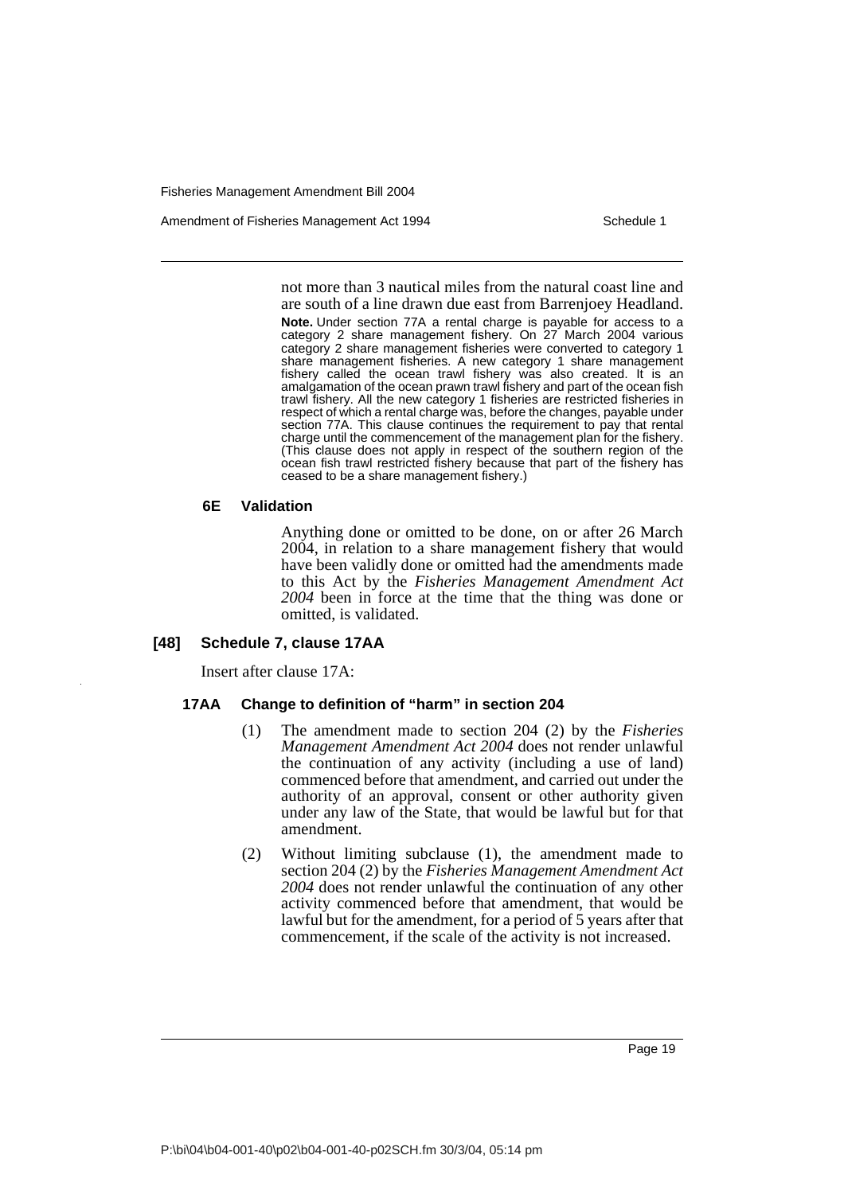not more than 3 nautical miles from the natural coast line and are south of a line drawn due east from Barrenjoey Headland.

**Note.** Under section 77A a rental charge is payable for access to a category 2 share management fishery. On 27 March 2004 various category 2 share management fisheries were converted to category 1 share management fisheries. A new category 1 share management fishery called the ocean trawl fishery was also created. It is an amalgamation of the ocean prawn trawl fishery and part of the ocean fish trawl fishery. All the new category 1 fisheries are restricted fisheries in respect of which a rental charge was, before the changes, payable under section 77A. This clause continues the requirement to pay that rental charge until the commencement of the management plan for the fishery. (This clause does not apply in respect of the southern region of the ocean fish trawl restricted fishery because that part of the fishery has ceased to be a share management fishery.)

#### 6E Validation

Anything done or omitted to be done, on or after 26 March 2004, in relation to a share management fishery that would have been validly done or omitted had the amendments made to this Act by the *Fisheries Management Amendment Act 2004* been in force at the time that the thing was done or omitted, is validated.

### [48] Schedule 7, clause 17AA

Insert after clause 17A:

#### 17AA Change to definition of "harm" in section 204

(1) The amendment made to section 204 (2) by the *Fisheries Management Amendment Act 2004* does not render unlawful the continuation of any activity (including a use of land) commenced before that amendment, and carried out under the authority of an approval, consent or other authority given under any law of the State, that would be lawful but for that amendment.

(2) Without limiting subclause (1), the amendment made to section 204 (2) by the *Fisheries Management Amendment Act 2004* does not render unlawful the continuation of any other activity commenced before that amendment, that would be lawful but for the amendment, for a period of 5 years after that commencement, if the scale of the activity is not increased.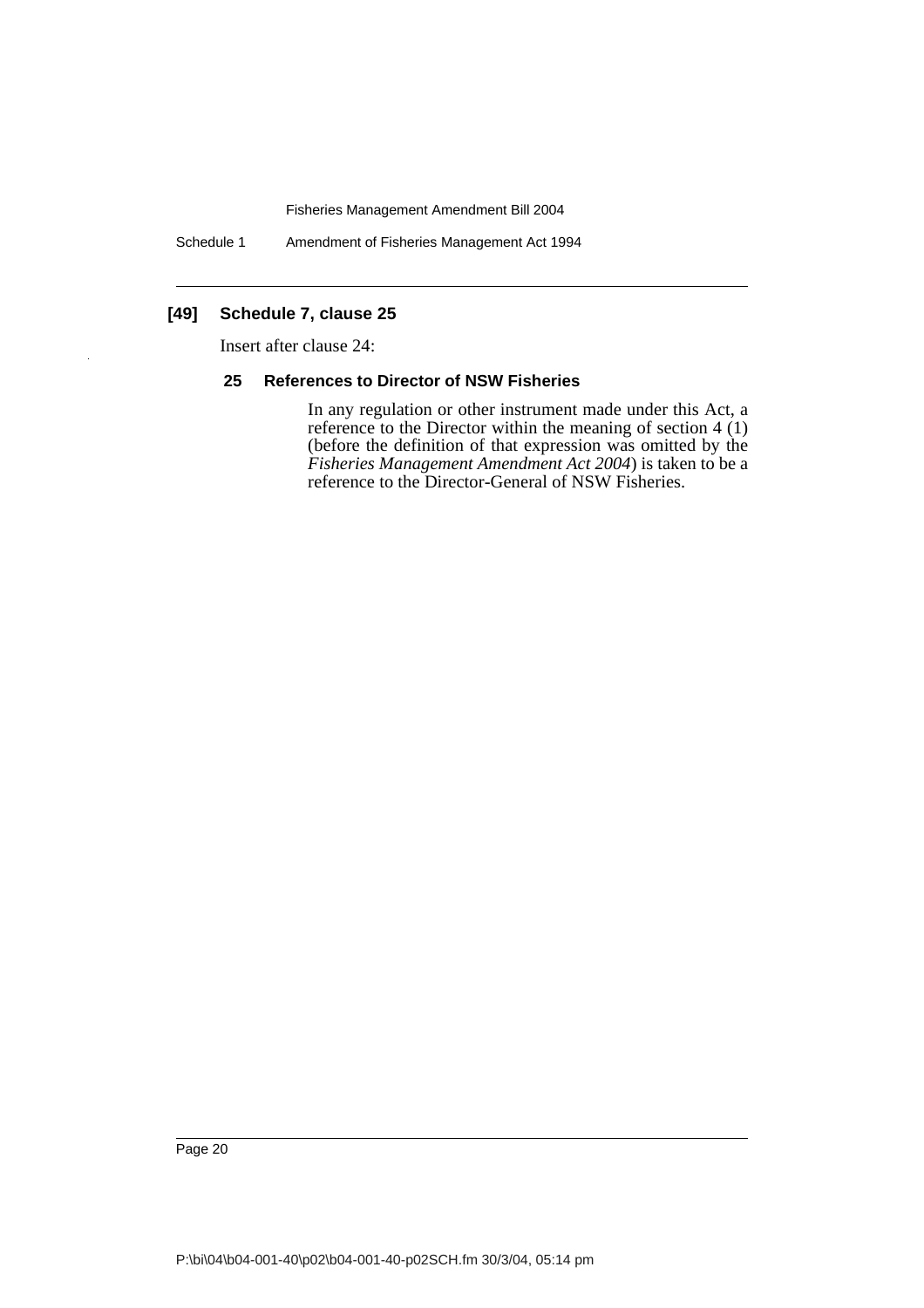**[49] Schedule 7, clause 25**

Insert after clause 24:

**25 References to Director of NSW Fisheries**

In any regulation or other instrument made under this Act, a reference to the Director within the meaning of section 4 (1) (before the definition of that expression was omitted by the *Fisheries Management Amendment Act 2004*) is taken to be a reference to the Director-General of NSW Fisheries.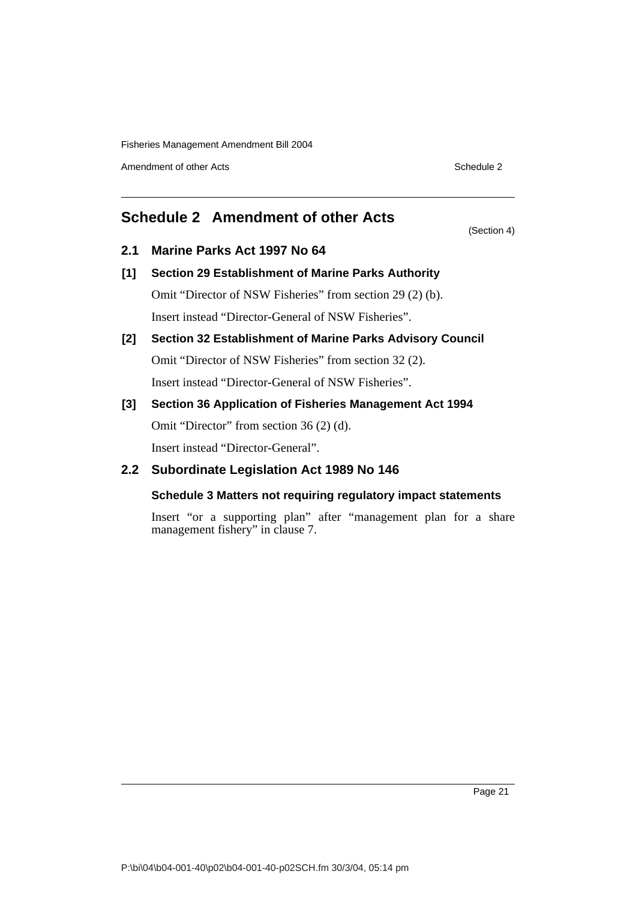# Schedule 2 Amendment of other Acts

(Section 4)

## 2.1 Marine Parks Act 1997 No 64

### [1] Section 29 Establishment of Marine Parks Authority

Omit "Director of NSW Fisheries" from section 29 (2) (b).

Insert instead "Director-General of NSW Fisheries".

### [2] Section 32 Establishment of Marine Parks Advisory Council

Omit "Director of NSW Fisheries" from section 32 (2).

Insert instead "Director-General of NSW Fisheries".

### [3] Section 36 Application of Fisheries Management Act 1994

Omit "Director" from section 36 (2) (d).

Insert instead "Director-General".

## 2.2 Subordinate Legislation Act 1989 No 146

### Schedule 3 Matters not requiring regulatory impact statements

Insert "or a supporting plan" after "management plan for a share management fishery" in clause 7.